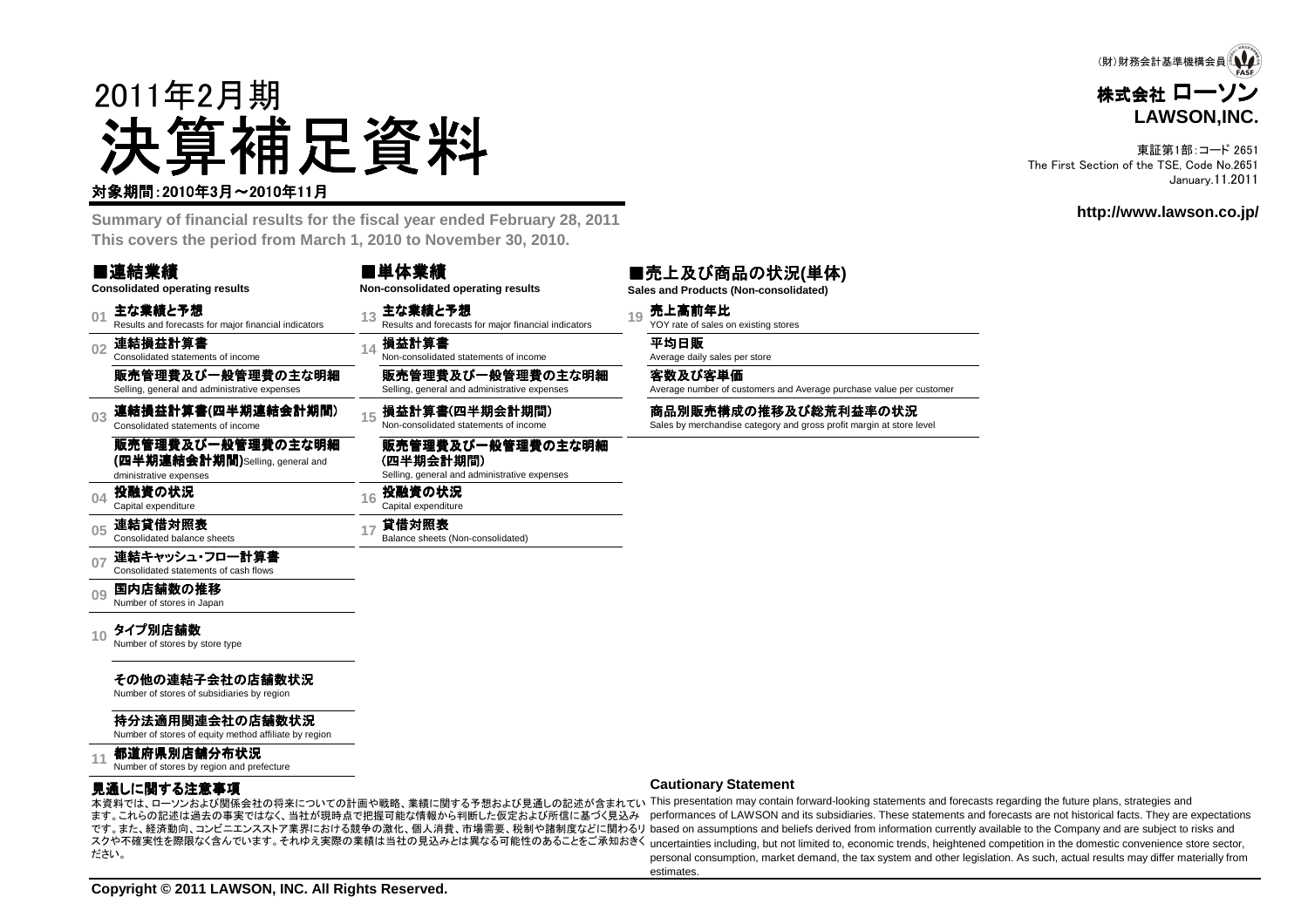(財)財務会計基準機構会員

**株式会社 ローソン**
**LAWSON,INC.**

東証第1部:コード 2651
The First Section of the TSE, Code No.2651
January.11.2011

http://www.lawson.co.jp/

# 2011年2月期 決算補足資料

**対象期間:2010年3月～2010年11月**

**Summary of financial results for the fiscal year ended February 28, 2011**
**This covers the period from March 1, 2010 to November 30, 2010.**

## ■連結業績
**Consolidated operating results**

- 01 **主な業績と予想** Results and forecasts for major financial indicators
- 02 **連結損益計算書** Consolidated statements of income
  - **販売管理費及び一般管理費の主な明細** Selling, general and administrative expenses
- 03 **連結損益計算書(四半期連結会計期間)** Consolidated statements of income
  - **販売管理費及び一般管理費の主な明細(四半期連結会計期間)** Selling, general and dministrative expenses
- 04 **投融資の状況** Capital expenditure
- 05 **連結貸借対照表** Consolidated balance sheets
- 07 **連結キャッシュ・フロー計算書** Consolidated statements of cash flows
- 09 **国内店舗数の推移** Number of stores in Japan
- 10 **タイプ別店舗数** Number of stores by store type
  - **その他の連結子会社の店舗数状況** Number of stores of subsidiaries by region
  - **持分法適用関連会社の店舗数状況** Number of stores of equity method affiliate by region
- 11 **都道府県別店舗分布状況** Number of stores by region and prefecture

## ■単体業績
**Non-consolidated operating results**

- 13 **主な業績と予想** Results and forecasts for major financial indicators
- 14 **損益計算書** Non-consolidated statements of income
  - **販売管理費及び一般管理費の主な明細** Selling, general and administrative expenses
- 15 **損益計算書(四半期会計期間)** Non-consolidated statements of income
  - **販売管理費及び一般管理費の主な明細(四半期会計期間)** Selling, general and administrative expenses
- 16 **投融資の状況** Capital expenditure
- 17 **貸借対照表** Balance sheets (Non-consolidated)

## ■売上及び商品の状況(単体)
**Sales and Products (Non-consolidated)**

- 19 **売上高前年比** YOY rate of sales on existing stores
  - **平均日販** Average daily sales per store
  - **客数及び客単価** Average number of customers and Average purchase value per customer
  - **商品別販売構成の推移及び総荒利益率の状況** Sales by merchandise category and gross profit margin at store level

### 見通しに関する注意事項

本資料では、ローソンおよび関係会社の将来についての計画や戦略、業績に関する予想および見通しの記述が含まれています。これらの記述は過去の事実ではなく、当社が現時点で把握可能な情報から判断した仮定および所信に基づく見込みです。また、経済動向、コンビニエンスストア業界における競争の激化、個人消費、市場需要、税制や諸制度などに関わるリスクや不確実性を際限なく含んでいます。それゆえ実際の業績は当社の見込みとは異なる可能性のあることをご承知おきください。

### Cautionary Statement

This presentation may contain forward-looking statements and forecasts regarding the future plans, strategies and performances of LAWSON and its subsidiaries. These statements and forecasts are not historical facts. They are expectations based on assumptions and beliefs derived from information currently available to the Company and are subject to risks and uncertainties including, but not limited to, economic trends, heightened competition in the domestic convenience store sector, personal consumption, market demand, the tax system and other legislation. As such, actual results may differ materially from estimates.

Copyright © 2011 LAWSON, INC. All Rights Reserved.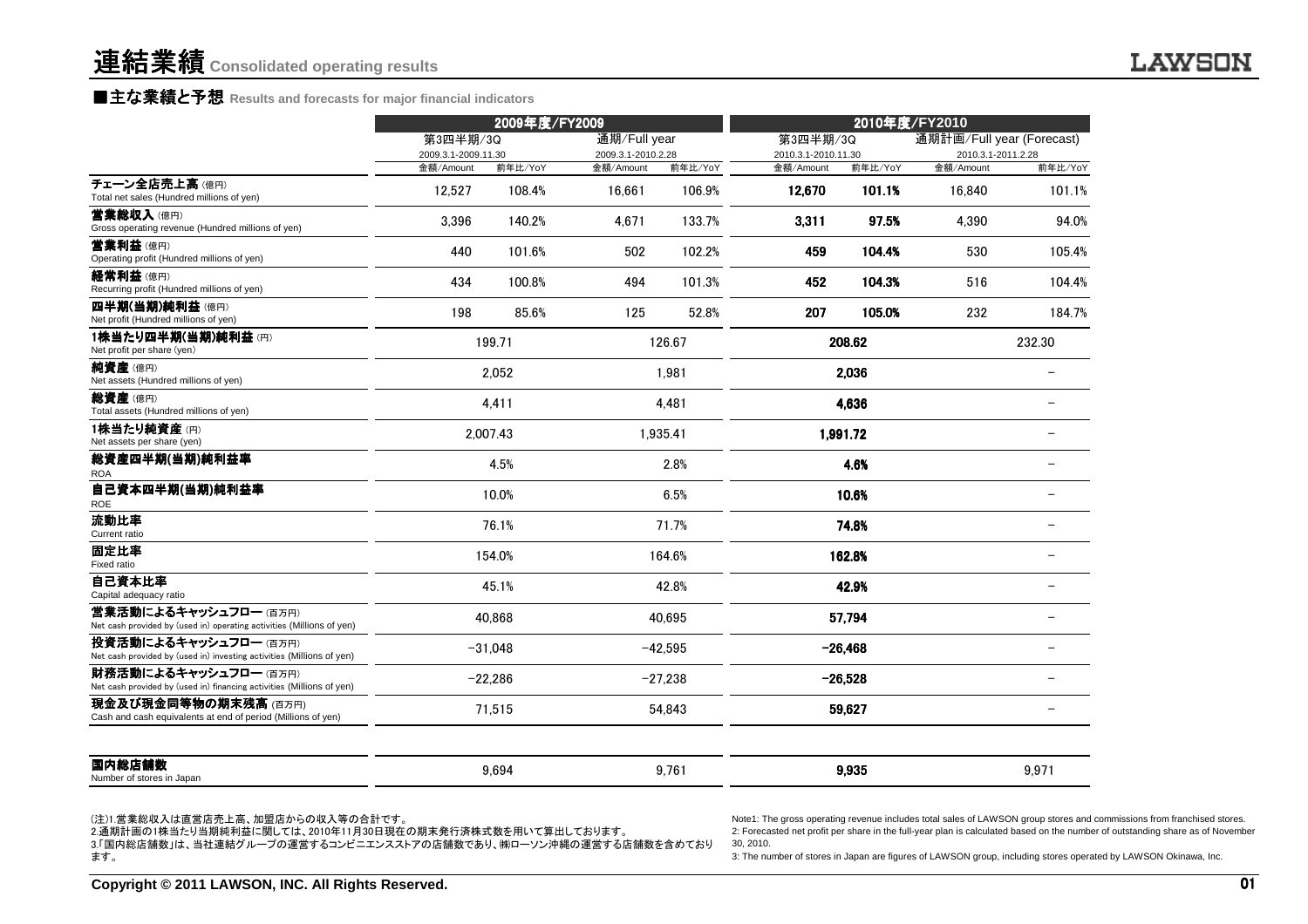# 連結業績 Consolidated operating results

## ■主な業績と予想 Results and forecasts for major financial indicators

| | 2009年度/FY2009 | | | | 2010年度/FY2010 | | | |
|---|---|---|---|---|---|---|---|---|
| | 第3四半期/3Q 2009.3.1-2009.11.30 | | 通期/Full year 2009.3.1-2010.2.28 | | 第3四半期/3Q 2010.3.1-2010.11.30 | | 通期計画/Full year (Forecast) 2010.3.1-2011.2.28 | |
| | 金額/Amount | 前年比/YoY | 金額/Amount | 前年比/YoY | 金額/Amount | 前年比/YoY | 金額/Amount | 前年比/YoY |
| **チェーン全店売上高** (億円) Total net sales (Hundred millions of yen) | 12,527 | 108.4% | 16,661 | 106.9% | **12,670** | **101.1%** | 16,840 | 101.1% |
| **営業総収入** (億円) Gross operating revenue (Hundred millions of yen) | 3,396 | 140.2% | 4,671 | 133.7% | **3,311** | **97.5%** | 4,390 | 94.0% |
| **営業利益** (億円) Operating profit (Hundred millions of yen) | 440 | 101.6% | 502 | 102.2% | **459** | **104.4%** | 530 | 105.4% |
| **経常利益** (億円) Recurring profit (Hundred millions of yen) | 434 | 100.8% | 494 | 101.3% | **452** | **104.3%** | 516 | 104.4% |
| **四半期(当期)純利益** (億円) Net profit (Hundred millions of yen) | 198 | 85.6% | 125 | 52.8% | **207** | **105.0%** | 232 | 184.7% |
| **1株当たり四半期(当期)純利益** (円) Net profit per share (yen) | 199.71 | | 126.67 | | **208.62** | | 232.30 | |
| **純資産** (億円) Net assets (Hundred millions of yen) | 2,052 | | 1,981 | | **2,036** | | − | |
| **総資産** (億円) Total assets (Hundred millions of yen) | 4,411 | | 4,481 | | **4,636** | | − | |
| **1株当たり純資産** (円) Net assets per share (yen) | 2,007.43 | | 1,935.41 | | **1,991.72** | | − | |
| **総資産四半期(当期)純利益率** ROA | 4.5% | | 2.8% | | **4.6%** | | − | |
| **自己資本四半期(当期)純利益率** ROE | 10.0% | | 6.5% | | **10.6%** | | − | |
| **流動比率** Current ratio | 76.1% | | 71.7% | | **74.8%** | | − | |
| **固定比率** Fixed ratio | 154.0% | | 164.6% | | **162.8%** | | − | |
| **自己資本比率** Capital adequacy ratio | 45.1% | | 42.8% | | **42.9%** | | − | |
| **営業活動によるキャッシュフロー** (百万円) Net cash provided by (used in) operating activities (Millions of yen) | 40,868 | | 40,695 | | **57,794** | | − | |
| **投資活動によるキャッシュフロー** (百万円) Net cash provided by (used in) investing activities (Millions of yen) | −31,048 | | −42,595 | | **−26,468** | | − | |
| **財務活動によるキャッシュフロー** (百万円) Net cash provided by (used in) financing activities (Millions of yen) | −22,286 | | −27,238 | | **−26,528** | | − | |
| **現金及び現金同等物の期末残高** (百万円) Cash and cash equivalents at end of period (Millions of yen) | 71,515 | | 54,843 | | **59,627** | | − | |
| **国内総店舗数** Number of stores in Japan | 9,694 | | 9,761 | | **9,935** | | 9,971 | |

(注)1.営業総収入は直営店売上高、加盟店からの収入等の合計です。
2.通期計画の1株当たり当期純利益に関しては、2010年11月30日現在の期末発行済株式数を用いて算出しております。
3.「国内総店舗数」は、当社連結グループの運営するコンビニエンスストアの店舗数であり、㈱ローソン沖縄の運営する店舗数を含めております。

Note1: The gross operating revenue includes total sales of LAWSON group stores and commissions from franchised stores.
2: Forecasted net profit per share in the full-year plan is calculated based on the number of outstanding share as of November 30, 2010.
3: The number of stores in Japan are figures of LAWSON group, including stores operated by LAWSON Okinawa, Inc.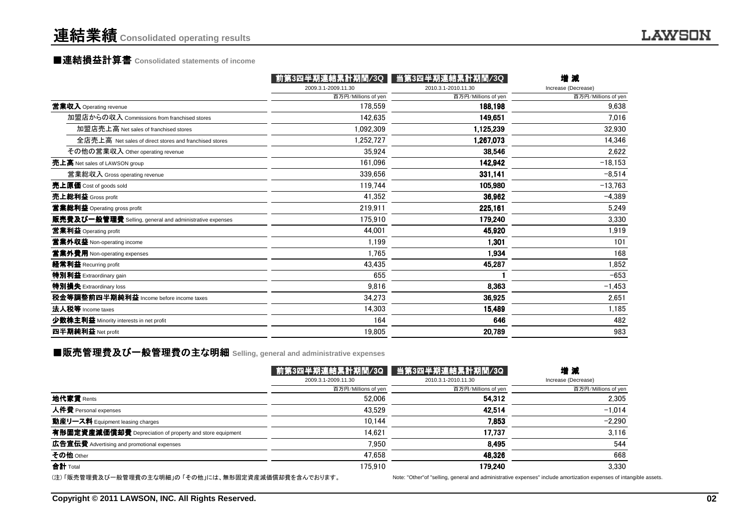# 連結業績 Consolidated operating results

## ■連結損益計算書 Consolidated statements of income

| | 前第3四半期連結累計期間/3Q<br>2009.3.1-2009.11.30<br>百万円/Millions of yen | 当第3四半期連結累計期間/3Q<br>2010.3.1-2010.11.30<br>百万円/Millions of yen | 増 減<br>Increase (Decrease)<br>百万円/Millions of yen |
|---|---|---|---|
| **営業収入** Operating revenue | 178,559 | **188,198** | 9,638 |
| 加盟店からの収入 Commissions from franchised stores | 142,635 | **149,651** | 7,016 |
| 加盟店売上高 Net sales of franchised stores | 1,092,309 | **1,125,239** | 32,930 |
| 全店売上高 Net sales of direct stores and franchised stores | 1,252,727 | **1,267,073** | 14,346 |
| その他の営業収入 Other operating revenue | 35,924 | **38,546** | 2,622 |
| **売上高** Net sales of LAWSON group | 161,096 | **142,942** | −18,153 |
| 営業総収入 Gross operating revenue | 339,656 | **331,141** | −8,514 |
| **売上原価** Cost of goods sold | 119,744 | **105,980** | −13,763 |
| **売上総利益** Gross profit | 41,352 | **36,962** | −4,389 |
| **営業総利益** Operating gross profit | 219,911 | **225,161** | 5,249 |
| **販売費及び一般管理費** Selling, general and administrative expenses | 175,910 | **179,240** | 3,330 |
| **営業利益** Operating profit | 44,001 | **45,920** | 1,919 |
| **営業外収益** Non-operating income | 1,199 | **1,301** | 101 |
| **営業外費用** Non-operating expenses | 1,765 | **1,934** | 168 |
| **経常利益** Recurring profit | 43,435 | **45,287** | 1,852 |
| **特別利益** Extraordinary gain | 655 | **1** | −653 |
| **特別損失** Extraordinary loss | 9,816 | **8,363** | −1,453 |
| **税金等調整前四半期純利益** Income before income taxes | 34,273 | **36,925** | 2,651 |
| **法人税等** Income taxes | 14,303 | **15,489** | 1,185 |
| **少数株主利益** Minority interests in net profit | 164 | **646** | 482 |
| **四半期純利益** Net profit | 19,805 | **20,789** | 983 |

## ■販売管理費及び一般管理費の主な明細 Selling, general and administrative expenses

| | 前第3四半期連結累計期間/3Q<br>2009.3.1-2009.11.30<br>百万円/Millions of yen | 当第3四半期連結累計期間/3Q<br>2010.3.1-2010.11.30<br>百万円/Millions of yen | 増 減<br>Increase (Decrease)<br>百万円/Millions of yen |
|---|---|---|---|
| **地代家賃** Rents | 52,006 | **54,312** | 2,305 |
| **人件費** Personal expenses | 43,529 | **42,514** | −1,014 |
| **動産リース料** Equipment leasing charges | 10,144 | **7,853** | −2,290 |
| **有形固定資産減価償却費** Depreciation of property and store equipment | 14,621 | **17,737** | 3,116 |
| **広告宣伝費** Advertising and promotional expenses | 7,950 | **8,495** | 544 |
| **その他** Other | 47,658 | **48,326** | 668 |
| **合計** Total | 175,910 | **179,240** | 3,330 |

(注)「販売管理費及び一般管理費の主な明細」の「その他」には、無形固定資産減価償却費を含んでおります。

Note: "Other"of "selling, general and administrative expenses" include amortization expenses of intangible assets.

Copyright © 2011 LAWSON, INC. All Rights Reserved.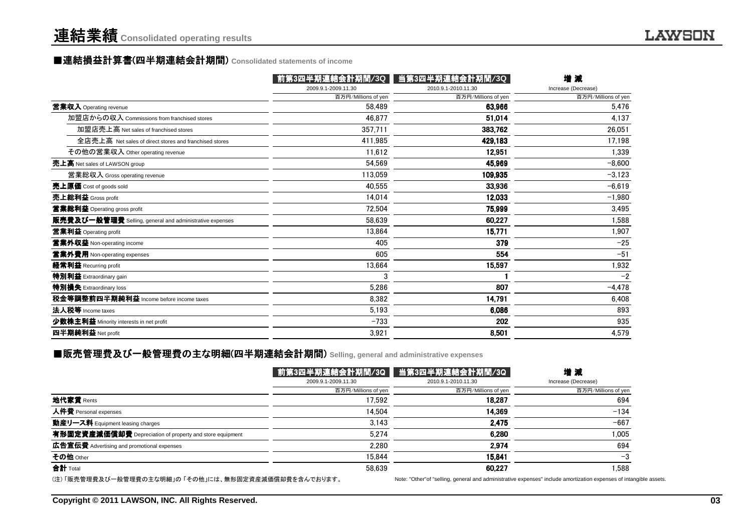# 連結業績 Consolidated operating results

## ■連結損益計算書(四半期連結会計期間) Consolidated statements of income

| | 前第3四半期連結会計期間/3Q | 当第3四半期連結会計期間/3Q | 増 減 |
|---|---|---|---|
| | 2009.9.1-2009.11.30 | 2010.9.1-2010.11.30 | Increase (Decrease) |
| | 百万円/Millions of yen | 百万円/Millions of yen | 百万円/Millions of yen |
| **営業収入** Operating revenue | 58,489 | **63,966** | 5,476 |
| 加盟店からの収入 Commissions from franchised stores | 46,877 | **51,014** | 4,137 |
| 加盟店売上高 Net sales of franchised stores | 357,711 | **383,762** | 26,051 |
| 全店売上高 Net sales of direct stores and franchised stores | 411,985 | **429,183** | 17,198 |
| その他の営業収入 Other operating revenue | 11,612 | **12,951** | 1,339 |
| **売上高** Net sales of LAWSON group | 54,569 | **45,969** | −8,600 |
| 営業総収入 Gross operating revenue | 113,059 | **109,935** | −3,123 |
| **売上原価** Cost of goods sold | 40,555 | **33,936** | −6,619 |
| **売上総利益** Gross profit | 14,014 | **12,033** | −1,980 |
| **営業総利益** Operating gross profit | 72,504 | **75,999** | 3,495 |
| **販売費及び一般管理費** Selling, general and administrative expenses | 58,639 | **60,227** | 1,588 |
| **営業利益** Operating profit | 13,864 | **15,771** | 1,907 |
| **営業外収益** Non-operating income | 405 | **379** | −25 |
| **営業外費用** Non-operating expenses | 605 | **554** | −51 |
| **経常利益** Recurring profit | 13,664 | **15,597** | 1,932 |
| **特別利益** Extraordinary gain | 3 | **1** | −2 |
| **特別損失** Extraordinary loss | 5,286 | **807** | −4,478 |
| **税金等調整前四半期純利益** Income before income taxes | 8,382 | **14,791** | 6,408 |
| **法人税等** Income taxes | 5,193 | **6,086** | 893 |
| **少数株主利益** Minority interests in net profit | −733 | **202** | 935 |
| **四半期純利益** Net profit | 3,921 | **8,501** | 4,579 |

## ■販売管理費及び一般管理費の主な明細(四半期連結会計期間) Selling, general and administrative expenses

| | 前第3四半期連結会計期間/3Q | 当第3四半期連結会計期間/3Q | 増 減 |
|---|---|---|---|
| | 2009.9.1-2009.11.30 | 2010.9.1-2010.11.30 | Increase (Decrease) |
| | 百万円/Millions of yen | 百万円/Millions of yen | 百万円/Millions of yen |
| **地代家賃** Rents | 17,592 | **18,287** | 694 |
| **人件費** Personal expenses | 14,504 | **14,369** | −134 |
| **動産リース料** Equipment leasing charges | 3,143 | **2,475** | −667 |
| **有形固定資産減価償却費** Depreciation of property and store equipment | 5,274 | **6,280** | 1,005 |
| **広告宣伝費** Advertising and promotional expenses | 2,280 | **2,974** | 694 |
| **その他** Other | 15,844 | **15,841** | −3 |
| **合計** Total | 58,639 | **60,227** | 1,588 |

(注)「販売管理費及び一般管理費の主な明細」の「その他」には、無形固定資産減価償却費を含んでおります。

Note: "Other"of "selling, general and administrative expenses" include amortization expenses of intangible assets.

Copyright © 2011 LAWSON, INC. All Rights Reserved.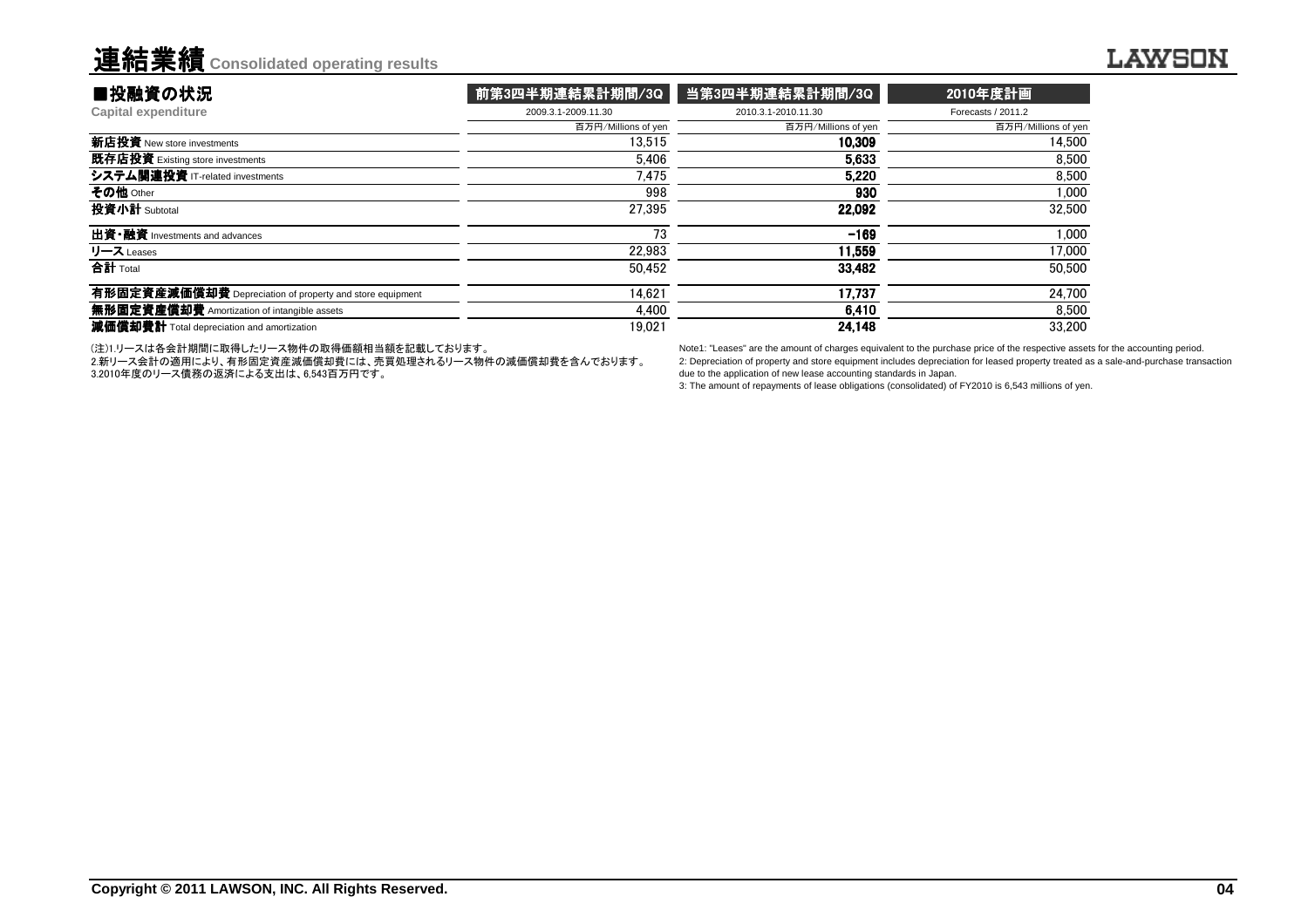# 連結業績 Consolidated operating results

## ■投融資の状況

**Capital expenditure**

| | 前第3四半期連結累計期間/3Q | 当第3四半期連結累計期間/3Q | 2010年度計画 |
|---|---|---|---|
| | 2009.3.1-2009.11.30 | 2010.3.1-2010.11.30 | Forecasts / 2011.2 |
| | 百万円/Millions of yen | 百万円/Millions of yen | 百万円/Millions of yen |
| **新店投資** New store investments | 13,515 | **10,309** | 14,500 |
| **既存店投資** Existing store investments | 5,406 | **5,633** | 8,500 |
| **システム関連投資** IT-related investments | 7,475 | **5,220** | 8,500 |
| **その他** Other | 998 | **930** | 1,000 |
| **投資小計** Subtotal | 27,395 | **22,092** | 32,500 |
| **出資・融資** Investments and advances | 73 | **-169** | 1,000 |
| **リース** Leases | 22,983 | **11,559** | 17,000 |
| **合計** Total | 50,452 | **33,482** | 50,500 |
| **有形固定資産減価償却費** Depreciation of property and store equipment | 14,621 | **17,737** | 24,700 |
| **無形固定資産償却費** Amortization of intangible assets | 4,400 | **6,410** | 8,500 |
| **減価償却費計** Total depreciation and amortization | 19,021 | **24,148** | 33,200 |

(注)1.リースは各会計期間に取得したリース物件の取得価額相当額を記載しております。
2.新リース会計の適用により、有形固定資産減価償却費には、売買処理されるリース物件の減価償却費を含んでおります。
3.2010年度のリース債務の返済による支出は、6,543百万円です。

Note1: "Leases" are the amount of charges equivalent to the purchase price of the respective assets for the accounting period.
2: Depreciation of property and store equipment includes depreciation for leased property treated as a sale-and-purchase transaction due to the application of new lease accounting standards in Japan.
3: The amount of repayments of lease obligations (consolidated) of FY2010 is 6,543 millions of yen.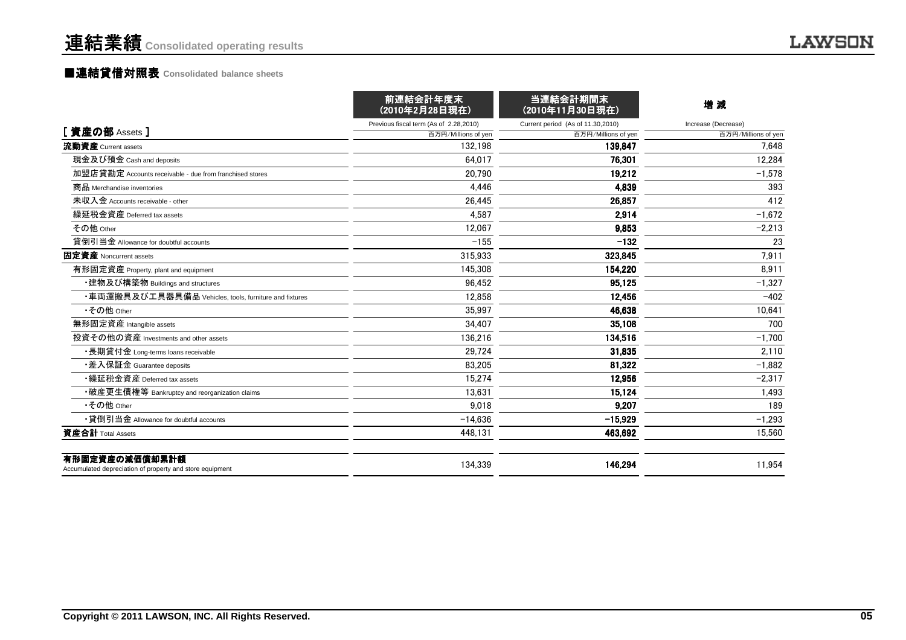# 連結業績 Consolidated operating results

## ■連結貸借対照表 Consolidated balance sheets

| [ 資産の部 Assets ] | 前連結会計年度末（2010年2月28日現在） Previous fiscal term (As of 2.28,2010) 百万円/Millions of yen | 当連結会計期間末（2010年11月30日現在） Current period (As of 11.30,2010) 百万円/Millions of yen | 増 減 Increase (Decrease) 百万円/Millions of yen |
|---|---|---|---|
| **流動資産** Current assets | 132,198 | **139,847** | 7,648 |
| 現金及び預金 Cash and deposits | 64,017 | **76,301** | 12,284 |
| 加盟店貸勘定 Accounts receivable - due from franchised stores | 20,790 | **19,212** | −1,578 |
| 商品 Merchandise inventories | 4,446 | **4,839** | 393 |
| 未収入金 Accounts receivable - other | 26,445 | **26,857** | 412 |
| 繰延税金資産 Deferred tax assets | 4,587 | **2,914** | −1,672 |
| その他 Other | 12,067 | **9,853** | −2,213 |
| 貸倒引当金 Allowance for doubtful accounts | −155 | **−132** | 23 |
| **固定資産** Noncurrent assets | 315,933 | **323,845** | 7,911 |
| 有形固定資産 Property, plant and equipment | 145,308 | **154,220** | 8,911 |
| ・建物及び構築物 Buildings and structures | 96,452 | **95,125** | −1,327 |
| ・車両運搬具及び工具器具備品 Vehicles, tools, furniture and fixtures | 12,858 | **12,456** | −402 |
| ・その他 Other | 35,997 | **46,638** | 10,641 |
| 無形固定資産 Intangible assets | 34,407 | **35,108** | 700 |
| 投資その他の資産 Investments and other assets | 136,216 | **134,516** | −1,700 |
| ・長期貸付金 Long-terms loans receivable | 29,724 | **31,835** | 2,110 |
| ・差入保証金 Guarantee deposits | 83,205 | **81,322** | −1,882 |
| ・繰延税金資産 Deferred tax assets | 15,274 | **12,956** | −2,317 |
| ・破産更生債権等 Bankruptcy and reorganization claims | 13,631 | **15,124** | 1,493 |
| ・その他 Other | 9,018 | **9,207** | 189 |
| ・貸倒引当金 Allowance for doubtful accounts | −14,636 | **−15,929** | −1,293 |
| **資産合計** Total Assets | 448,131 | **463,692** | 15,560 |
| **有形固定資産の減価償却累計額** Accumulated depreciation of property and store equipment | 134,339 | **146,294** | 11,954 |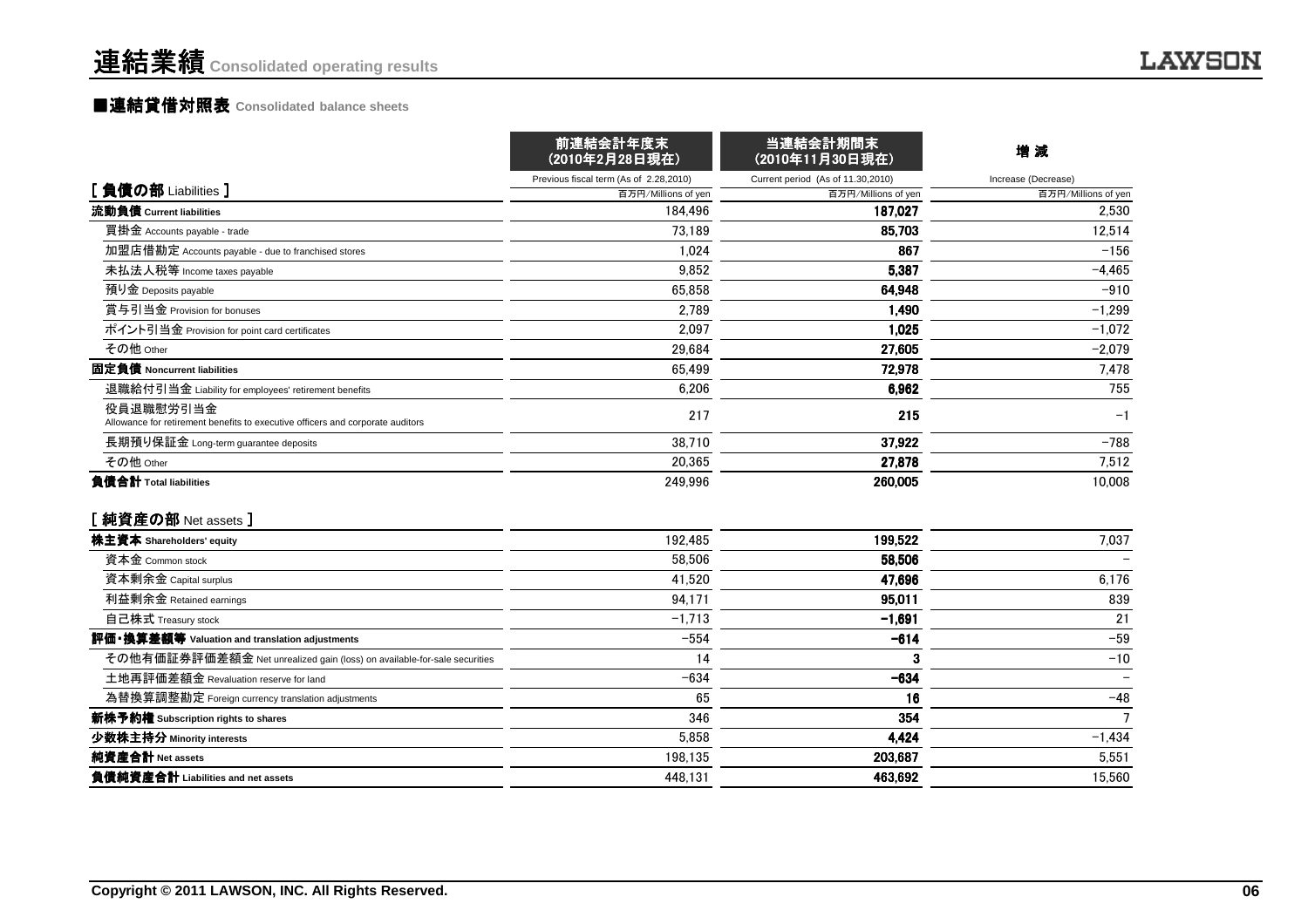# 連結業績 Consolidated operating results

## ■連結貸借対照表 Consolidated balance sheets

| | 前連結会計年度末 (2010年2月28日現在) Previous fiscal term (As of 2.28,2010) 百万円/Millions of yen | 当連結会計期間末 (2010年11月30日現在) Current period (As of 11.30,2010) 百万円/Millions of yen | 増 減 Increase (Decrease) 百万円/Millions of yen |
|---|---|---|---|
| **[ 負債の部 Liabilities ]** | | | |
| **流動負債 Current liabilities** | 184,496 | 187,027 | 2,530 |
| 買掛金 Accounts payable - trade | 73,189 | 85,703 | 12,514 |
| 加盟店借勘定 Accounts payable - due to franchised stores | 1,024 | 867 | −156 |
| 未払法人税等 Income taxes payable | 9,852 | 5,387 | −4,465 |
| 預り金 Deposits payable | 65,858 | 64,948 | −910 |
| 賞与引当金 Provision for bonuses | 2,789 | 1,490 | −1,299 |
| ポイント引当金 Provision for point card certificates | 2,097 | 1,025 | −1,072 |
| その他 Other | 29,684 | 27,605 | −2,079 |
| **固定負債 Noncurrent liabilities** | 65,499 | 72,978 | 7,478 |
| 退職給付引当金 Liability for employees' retirement benefits | 6,206 | 6,962 | 755 |
| 役員退職慰労引当金 Allowance for retirement benefits to executive officers and corporate auditors | 217 | 215 | −1 |
| 長期預り保証金 Long-term guarantee deposits | 38,710 | 37,922 | −788 |
| その他 Other | 20,365 | 27,878 | 7,512 |
| **負債合計 Total liabilities** | 249,996 | 260,005 | 10,008 |
| **[ 純資産の部 Net assets ]** | | | |
| **株主資本 Shareholders' equity** | 192,485 | 199,522 | 7,037 |
| 資本金 Common stock | 58,506 | 58,506 | − |
| 資本剰余金 Capital surplus | 41,520 | 47,696 | 6,176 |
| 利益剰余金 Retained earnings | 94,171 | 95,011 | 839 |
| 自己株式 Treasury stock | −1,713 | −1,691 | 21 |
| **評価・換算差額等 Valuation and translation adjustments** | −554 | −614 | −59 |
| その他有価証券評価差額金 Net unrealized gain (loss) on available-for-sale securities | 14 | 3 | −10 |
| 土地再評価差額金 Revaluation reserve for land | −634 | −634 | − |
| 為替換算調整勘定 Foreign currency translation adjustments | 65 | 16 | −48 |
| **新株予約権 Subscription rights to shares** | 346 | 354 | 7 |
| **少数株主持分 Minority interests** | 5,858 | 4,424 | −1,434 |
| **純資産合計 Net assets** | 198,135 | 203,687 | 5,551 |
| **負債純資産合計 Liabilities and net assets** | 448,131 | 463,692 | 15,560 |

Copyright © 2011 LAWSON, INC. All Rights Reserved.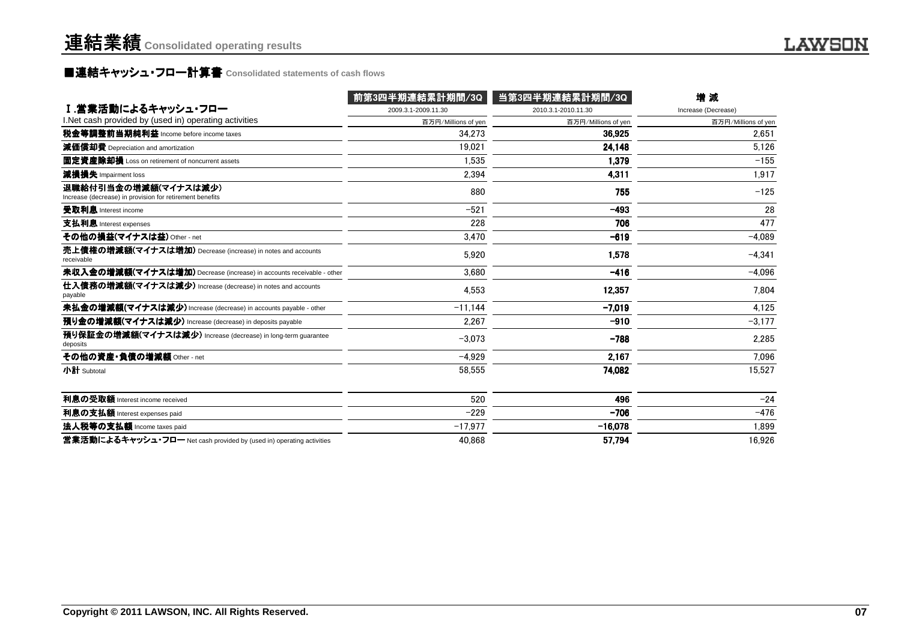# 連結業績 Consolidated operating results

## ■連結キャッシュ・フロー計算書 Consolidated statements of cash flows

| Ⅰ.営業活動によるキャッシュ・フロー I.Net cash provided by (used in) operating activities | 前第3四半期連結累計期間/3Q 2009.3.1-2009.11.30 百万円/Millions of yen | 当第3四半期連結累計期間/3Q 2010.3.1-2010.11.30 百万円/Millions of yen | 増 減 Increase (Decrease) 百万円/Millions of yen |
|---|---|---|---|
| 税金等調整前当期純利益 Income before income taxes | 34,273 | 36,925 | 2,651 |
| 減価償却費 Depreciation and amortization | 19,021 | 24,148 | 5,126 |
| 固定資産除却損 Loss on retirement of noncurrent assets | 1,535 | 1,379 | −155 |
| 減損損失 Impairment loss | 2,394 | 4,311 | 1,917 |
| 退職給付引当金の増減額(マイナスは減少) Increase (decrease) in provision for retirement benefits | 880 | 755 | −125 |
| 受取利息 Interest income | −521 | −493 | 28 |
| 支払利息 Interest expenses | 228 | 706 | 477 |
| その他の損益(マイナスは益) Other - net | 3,470 | −619 | −4,089 |
| 売上債権の増減額(マイナスは増加) Decrease (increase) in notes and accounts receivable | 5,920 | 1,578 | −4,341 |
| 未収入金の増減額(マイナスは増加) Decrease (increase) in accounts receivable - other | 3,680 | −416 | −4,096 |
| 仕入債務の増減額(マイナスは減少) Increase (decrease) in notes and accounts payable | 4,553 | 12,357 | 7,804 |
| 未払金の増減額(マイナスは減少) Increase (decrease) in accounts payable - other | −11,144 | −7,019 | 4,125 |
| 預り金の増減額(マイナスは減少) Increase (decrease) in deposits payable | 2,267 | −910 | −3,177 |
| 預り保証金の増減額(マイナスは減少) Increase (decrease) in long-term guarantee deposits | −3,073 | −788 | 2,285 |
| その他の資産・負債の増減額 Other - net | −4,929 | 2,167 | 7,096 |
| 小計 Subtotal | 58,555 | 74,082 | 15,527 |
| 利息の受取額 Interest income received | 520 | 496 | −24 |
| 利息の支払額 Interest expenses paid | −229 | −706 | −476 |
| 法人税等の支払額 Income taxes paid | −17,977 | −16,078 | 1,899 |
| 営業活動によるキャッシュ・フロー Net cash provided by (used in) operating activities | 40,868 | 57,794 | 16,926 |

Copyright © 2011 LAWSON, INC. All Rights Reserved.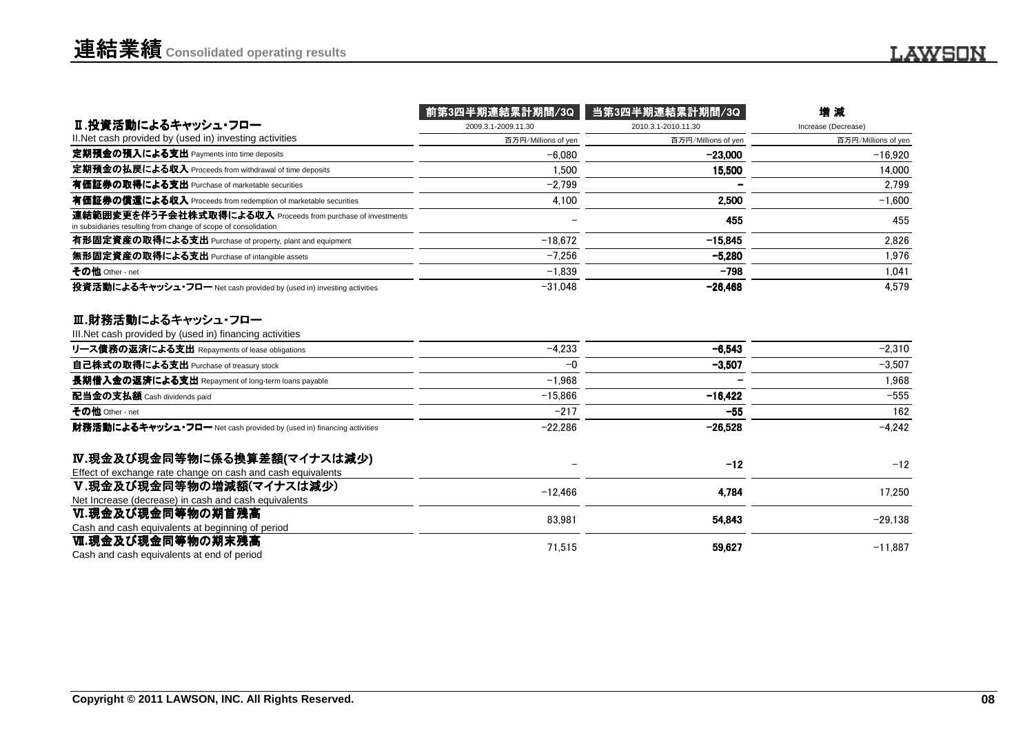# 連結業績 Consolidated operating results

| Ⅱ.投資活動によるキャッシュ・フロー<br>II.Net cash provided by (used in) investing activities | 前第3四半期連結累計期間/3Q<br>2009.3.1-2009.11.30<br>百万円/Millions of yen | 当第3四半期連結累計期間/3Q<br>2010.3.1-2010.11.30<br>百万円/Millions of yen | 増 減<br>Increase (Decrease)<br>百万円/Millions of yen |
|---|---|---|---|
| **定期預金の預入による支出** Payments into time deposits | −6,080 | **−23,000** | −16,920 |
| **定期預金の払戻による収入** Proceeds from withdrawal of time deposits | 1,500 | **15,500** | 14,000 |
| **有価証券の取得による支出** Purchase of marketable securities | −2,799 | **−** | 2,799 |
| **有価証券の償還による収入** Proceeds from redemption of marketable securities | 4,100 | **2,500** | −1,600 |
| **連結範囲変更を伴う子会社株式取得による収入** Proceeds from purchase of investments in subsidiaries resulting from change of scope of consolidation | − | **455** | 455 |
| **有形固定資産の取得による支出** Purchase of property, plant and equipment | −18,672 | **−15,845** | 2,826 |
| **無形固定資産の取得による支出** Purchase of intangible assets | −7,256 | **−5,280** | 1,976 |
| **その他** Other - net | −1,839 | **−798** | 1,041 |
| **投資活動によるキャッシュ・フロー** Net cash provided by (used in) investing activities | −31,048 | **−26,468** | 4,579 |

| Ⅲ.財務活動によるキャッシュ・フロー<br>III.Net cash provided by (used in) financing activities | | | |
|---|---|---|---|
| **リース債務の返済による支出** Repayments of lease obligations | −4,233 | **−6,543** | −2,310 |
| **自己株式の取得による支出** Purchase of treasury stock | −0 | **−3,507** | −3,507 |
| **長期借入金の返済による支出** Repayment of long-term loans payable | −1,968 | **−** | 1,968 |
| **配当金の支払額** Cash dividends paid | −15,866 | **−16,422** | −555 |
| **その他** Other - net | −217 | **−55** | 162 |
| **財務活動によるキャッシュ・フロー** Net cash provided by (used in) financing activities | −22,286 | **−26,528** | −4,242 |

| | | | |
|---|---|---|---|
| **Ⅳ.現金及び現金同等物に係る換算差額(マイナスは減少)**<br>Effect of exchange rate change on cash and cash equivalents | − | **−12** | −12 |
| **Ⅴ.現金及び現金同等物の増減額(マイナスは減少)**<br>Net Increase (decrease) in cash and cash equivalents | −12,466 | **4,784** | 17,250 |
| **Ⅵ.現金及び現金同等物の期首残高**<br>Cash and cash equivalents at beginning of period | 83,981 | **54,843** | −29,138 |
| **Ⅶ.現金及び現金同等物の期末残高**<br>Cash and cash equivalents at end of period | 71,515 | **59,627** | −11,887 |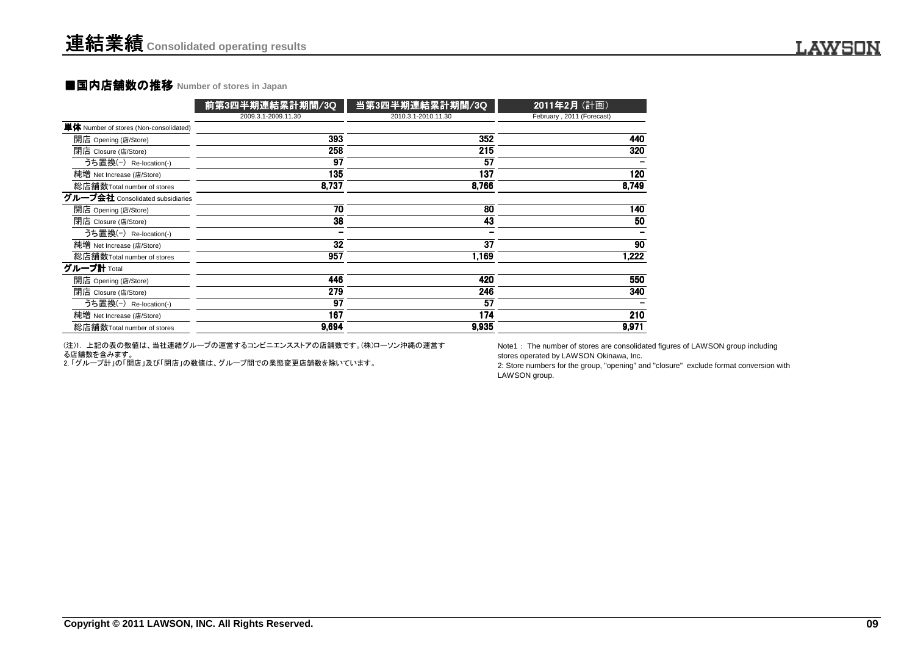# 連結業績 Consolidated operating results

## ■国内店舗数の推移 Number of stores in Japan

| | 前第3四半期連結累計期間/3Q<br>2009.3.1-2009.11.30 | 当第3四半期連結累計期間/3Q<br>2010.3.1-2010.11.30 | 2011年2月（計画）<br>February , 2011 (Forecast) |
|---|---|---|---|
| **単体** Number of stores (Non-consolidated) | | | |
| 開店 Opening (店/Store) | 393 | 352 | 440 |
| 閉店 Closure (店/Store) | 258 | 215 | 320 |
| うち置換(−) Re-location(-) | 97 | 57 | − |
| 純増 Net Increase (店/Store) | 135 | 137 | 120 |
| 総店舗数Total number of stores | 8,737 | 8,766 | 8,749 |
| **グループ会社** Consolidated subsidiaries | | | |
| 開店 Opening (店/Store) | 70 | 80 | 140 |
| 閉店 Closure (店/Store) | 38 | 43 | 50 |
| うち置換(−) Re-location(-) | − | − | − |
| 純増 Net Increase (店/Store) | 32 | 37 | 90 |
| 総店舗数Total number of stores | 957 | 1,169 | 1,222 |
| **グループ計** Total | | | |
| 開店 Opening (店/Store) | 446 | 420 | 550 |
| 閉店 Closure (店/Store) | 279 | 246 | 340 |
| うち置換(−) Re-location(-) | 97 | 57 | − |
| 純増 Net Increase (店/Store) | 167 | 174 | 210 |
| 総店舗数Total number of stores | 9,694 | 9,935 | 9,971 |

(注)1. 上記の表の数値は、当社連結グループの運営するコンビニエンスストアの店舗数です。(株)ローソン沖縄の運営する店舗数を含みます。
2.「グループ計」の「開店」及び「閉店」の数値は、グループ間での業態変更店舗数を除いています。

Note1： The number of stores are consolidated figures of LAWSON group including stores operated by LAWSON Okinawa, Inc.
2: Store numbers for the group, "opening" and "closure" exclude format conversion with LAWSON group.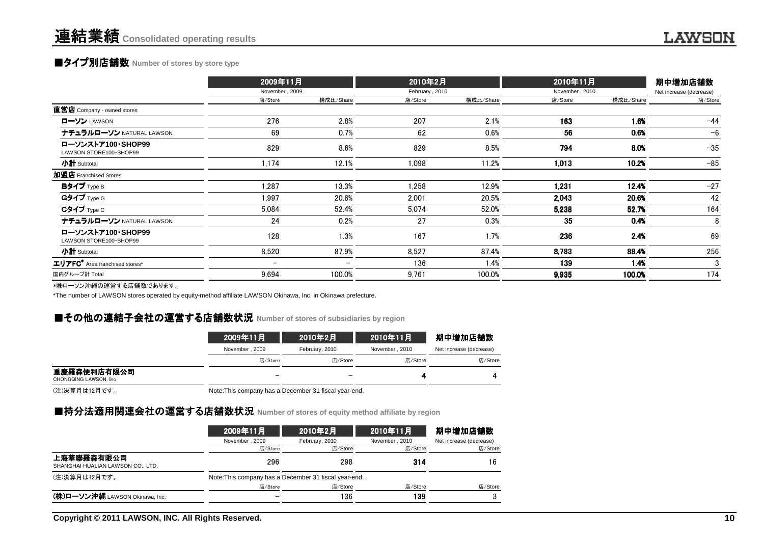# 連結業績 Consolidated operating results

## ■タイプ別店舗数 Number of stores by store type

| | 2009年11月 November , 2009 | | 2010年2月 February , 2010 | | 2010年11月 November , 2010 | | 期中増加店舗数 Net increase (decrease) |
|---|---|---|---|---|---|---|---|
| | 店/Store | 構成比/Share | 店/Store | 構成比/Share | 店/Store | 構成比/Share | 店/Store |
| **直営店** Company - owned stores | | | | | | | |
| **ローソン** LAWSON | 276 | 2.8% | 207 | 2.1% | **163** | **1.6%** | −44 |
| **ナチュラルローソン** NATURAL LAWSON | 69 | 0.7% | 62 | 0.6% | **56** | **0.6%** | −6 |
| **ローソンストア100・SHOP99** LAWSON STORE100・SHOP99 | 829 | 8.6% | 829 | 8.5% | **794** | **8.0%** | −35 |
| **小計** Subtotal | 1,174 | 12.1% | 1,098 | 11.2% | **1,013** | **10.2%** | −85 |
| **加盟店** Franchised Stores | | | | | | | |
| **Bタイプ** Type B | 1,287 | 13.3% | 1,258 | 12.9% | **1,231** | **12.4%** | −27 |
| **Gタイプ** Type G | 1,997 | 20.6% | 2,001 | 20.5% | **2,043** | **20.6%** | 42 |
| **Cタイプ** Type C | 5,084 | 52.4% | 5,074 | 52.0% | **5,238** | **52.7%** | 164 |
| **ナチュラルローソン** NATURAL LAWSON | 24 | 0.2% | 27 | 0.3% | **35** | **0.4%** | 8 |
| **ローソンストア100・SHOP99** LAWSON STORE100・SHOP99 | 128 | 1.3% | 167 | 1.7% | **236** | **2.4%** | 69 |
| **小計** Subtotal | 8,520 | 87.9% | 8,527 | 87.4% | **8,783** | **88.4%** | 256 |
| **エリアFC*** Area franchised stores* | − | − | 136 | 1.4% | **139** | **1.4%** | 3 |
| 国内グループ計 Total | 9,694 | 100.0% | 9,761 | 100.0% | **9,935** | **100.0%** | 174 |

*㈱ローソン沖縄の運営する店舗数であります。

*The number of LAWSON stores operated by equity-method affiliate LAWSON Okinawa, Inc. in Okinawa prefecture.

## ■その他の連結子会社の運営する店舗数状況 Number of stores of subsidiaries by region

| | 2009年11月 November , 2009 | 2010年2月 February, 2010 | 2010年11月 November , 2010 | 期中増加店舗数 Net increase (decrease) |
|---|---|---|---|---|
| | 店/Store | 店/Store | 店/Store | 店/Store |
| **重慶羅森便利店有限公司** CHONGQING LAWSON, Inc | − | − | **4** | 4 |

(注)決算月は12月です。　Note:This company has a December 31 fiscal year-end.

## ■持分法適用関連会社の運営する店舗数状況 Number of stores of equity method affiliate by region

| | 2009年11月 November , 2009 | 2010年2月 February, 2010 | 2010年11月 November , 2010 | 期中増加店舗数 Net increase (decrease) |
|---|---|---|---|---|
| | 店/Store | 店/Store | 店/Store | 店/Store |
| **上海華聯羅森有限公司** SHANGHAI HUALIAN LAWSON CO., LTD. | 296 | 298 | **314** | 16 |
| (注)決算月は12月です。 Note:This company has a December 31 fiscal year-end. | | | | |
| | 店/Store | 店/Store | 店/Store | 店/Store |
| **(株)ローソン沖縄** LAWSON Okinawa, Inc. | − | 136 | **139** | 3 |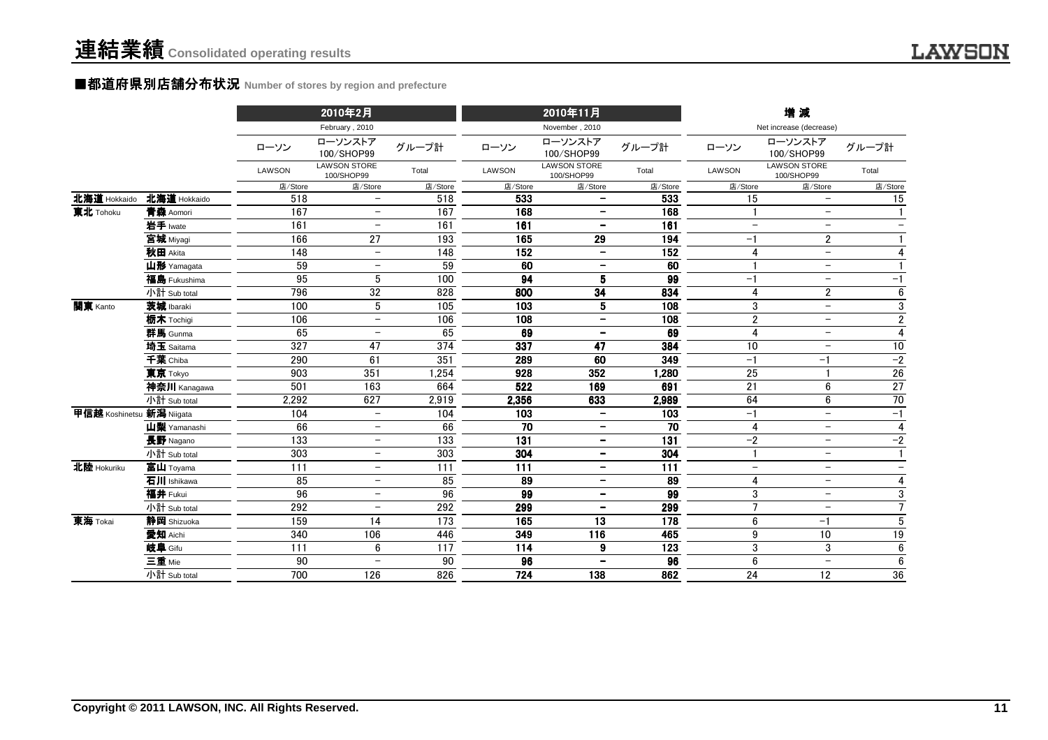# 連結業績 Consolidated operating results

## ■都道府県別店舗分布状況 Number of stores by region and prefecture

| | | 2010年2月 February , 2010 | | | 2010年11月 November , 2010 | | | 増 減 Net increase (decrease) | | |
|---|---|---|---|---|---|---|---|---|---|---|
| | | ローソン LAWSON | ローソンストア100/SHOP99 LAWSON STORE 100/SHOP99 | グループ計 Total | ローソン LAWSON | ローソンストア100/SHOP99 LAWSON STORE 100/SHOP99 | グループ計 Total | ローソン LAWSON | ローソンストア100/SHOP99 LAWSON STORE 100/SHOP99 | グループ計 Total |
| | | 店/Store | 店/Store | 店/Store | 店/Store | 店/Store | 店/Store | 店/Store | 店/Store | 店/Store |
| 北海道 Hokkaido | 北海道 Hokkaido | 518 | − | 518 | 533 | − | 533 | 15 | − | 15 |
| 東北 Tohoku | 青森 Aomori | 167 | − | 167 | 168 | − | 168 | 1 | − | 1 |
| | 岩手 Iwate | 161 | − | 161 | 161 | − | 161 | − | − | − |
| | 宮城 Miyagi | 166 | 27 | 193 | 165 | 29 | 194 | −1 | 2 | 1 |
| | 秋田 Akita | 148 | − | 148 | 152 | − | 152 | 4 | − | 4 |
| | 山形 Yamagata | 59 | − | 59 | 60 | − | 60 | 1 | − | 1 |
| | 福島 Fukushima | 95 | 5 | 100 | 94 | 5 | 99 | −1 | − | −1 |
| | 小計 Sub total | 796 | 32 | 828 | 800 | 34 | 834 | 4 | 2 | 6 |
| 関東 Kanto | 茨城 Ibaraki | 100 | 5 | 105 | 103 | 5 | 108 | 3 | − | 3 |
| | 栃木 Tochigi | 106 | − | 106 | 108 | − | 108 | 2 | − | 2 |
| | 群馬 Gunma | 65 | − | 65 | 69 | − | 69 | 4 | − | 4 |
| | 埼玉 Saitama | 327 | 47 | 374 | 337 | 47 | 384 | 10 | − | 10 |
| | 千葉 Chiba | 290 | 61 | 351 | 289 | 60 | 349 | −1 | −1 | −2 |
| | 東京 Tokyo | 903 | 351 | 1,254 | 928 | 352 | 1,280 | 25 | 1 | 26 |
| | 神奈川 Kanagawa | 501 | 163 | 664 | 522 | 169 | 691 | 21 | 6 | 27 |
| | 小計 Sub total | 2,292 | 627 | 2,919 | 2,356 | 633 | 2,989 | 64 | 6 | 70 |
| 甲信越 Koshinetsu | 新潟 Niigata | 104 | − | 104 | 103 | − | 103 | −1 | − | −1 |
| | 山梨 Yamanashi | 66 | − | 66 | 70 | − | 70 | 4 | − | 4 |
| | 長野 Nagano | 133 | − | 133 | 131 | − | 131 | −2 | − | −2 |
| | 小計 Sub total | 303 | − | 303 | 304 | − | 304 | 1 | − | 1 |
| 北陸 Hokuriku | 富山 Toyama | 111 | − | 111 | 111 | − | 111 | − | − | − |
| | 石川 Ishikawa | 85 | − | 85 | 89 | − | 89 | 4 | − | 4 |
| | 福井 Fukui | 96 | − | 96 | 99 | − | 99 | 3 | − | 3 |
| | 小計 Sub total | 292 | − | 292 | 299 | − | 299 | 7 | − | 7 |
| 東海 Tokai | 静岡 Shizuoka | 159 | 14 | 173 | 165 | 13 | 178 | 6 | −1 | 5 |
| | 愛知 Aichi | 340 | 106 | 446 | 349 | 116 | 465 | 9 | 10 | 19 |
| | 岐阜 Gifu | 111 | 6 | 117 | 114 | 9 | 123 | 3 | 3 | 6 |
| | 三重 Mie | 90 | − | 90 | 96 | − | 96 | 6 | − | 6 |
| | 小計 Sub total | 700 | 126 | 826 | 724 | 138 | 862 | 24 | 12 | 36 |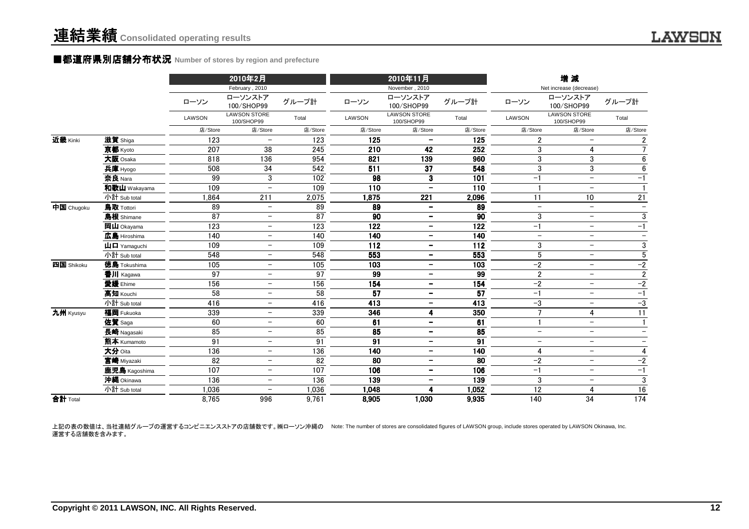# 連結業績 Consolidated operating results

## ■都道府県別店舗分布状況 Number of stores by region and prefecture

| | | 2010年2月 February , 2010 | | | 2010年11月 November , 2010 | | | 増 減 Net increase (decrease) | | |
|---|---|---|---|---|---|---|---|---|---|---|
| | | ローソン | ローソンストア100/SHOP99 | グループ計 | ローソン | ローソンストア100/SHOP99 | グループ計 | ローソン | ローソンストア100/SHOP99 | グループ計 |
| | | LAWSON | LAWSON STORE 100/SHOP99 | Total | LAWSON | LAWSON STORE 100/SHOP99 | Total | LAWSON | LAWSON STORE 100/SHOP99 | Total |
| | | 店/Store | 店/Store | 店/Store | 店/Store | 店/Store | 店/Store | 店/Store | 店/Store | 店/Store |
| 近畿 Kinki | 滋賀 Shiga | 123 | − | 123 | 125 | − | 125 | 2 | − | 2 |
| | 京都 Kyoto | 207 | 38 | 245 | 210 | 42 | 252 | 3 | 4 | 7 |
| | 大阪 Osaka | 818 | 136 | 954 | 821 | 139 | 960 | 3 | 3 | 6 |
| | 兵庫 Hyogo | 508 | 34 | 542 | 511 | 37 | 548 | 3 | 3 | 6 |
| | 奈良 Nara | 99 | 3 | 102 | 98 | 3 | 101 | −1 | − | −1 |
| | 和歌山 Wakayama | 109 | − | 109 | 110 | − | 110 | 1 | − | 1 |
| | 小計 Sub total | 1,864 | 211 | 2,075 | 1,875 | 221 | 2,096 | 11 | 10 | 21 |
| 中国 Chugoku | 鳥取 Tottori | 89 | − | 89 | 89 | − | 89 | − | − | − |
| | 島根 Shimane | 87 | − | 87 | 90 | − | 90 | 3 | − | 3 |
| | 岡山 Okayama | 123 | − | 123 | 122 | − | 122 | −1 | − | −1 |
| | 広島 Hiroshima | 140 | − | 140 | 140 | − | 140 | − | − | − |
| | 山口 Yamaguchi | 109 | − | 109 | 112 | − | 112 | 3 | − | 3 |
| | 小計 Sub total | 548 | − | 548 | 553 | − | 553 | 5 | − | 5 |
| 四国 Shikoku | 徳島 Tokushima | 105 | − | 105 | 103 | − | 103 | −2 | − | −2 |
| | 香川 Kagawa | 97 | − | 97 | 99 | − | 99 | 2 | − | 2 |
| | 愛媛 Ehime | 156 | − | 156 | 154 | − | 154 | −2 | − | −2 |
| | 高知 Kouchi | 58 | − | 58 | 57 | − | 57 | −1 | − | −1 |
| | 小計 Sub total | 416 | − | 416 | 413 | − | 413 | −3 | − | −3 |
| 九州 Kyusyu | 福岡 Fukuoka | 339 | − | 339 | 346 | 4 | 350 | 7 | 4 | 11 |
| | 佐賀 Saga | 60 | − | 60 | 61 | − | 61 | 1 | − | 1 |
| | 長崎 Nagasaki | 85 | − | 85 | 85 | − | 85 | − | − | − |
| | 熊本 Kumamoto | 91 | − | 91 | 91 | − | 91 | − | − | − |
| | 大分 Oita | 136 | − | 136 | 140 | − | 140 | 4 | − | 4 |
| | 宮崎 Miyazaki | 82 | − | 82 | 80 | − | 80 | −2 | − | −2 |
| | 鹿児島 Kagoshima | 107 | − | 107 | 106 | − | 106 | −1 | − | −1 |
| | 沖縄 Okinawa | 136 | − | 136 | 139 | − | 139 | 3 | − | 3 |
| | 小計 Sub total | 1,036 | − | 1,036 | 1,048 | 4 | 1,052 | 12 | 4 | 16 |
| 合計 Total | | 8,765 | 996 | 9,761 | 8,905 | 1,030 | 9,935 | 140 | 34 | 174 |

上記の表の数値は、当社連結グループの運営するコンビニエンスストアの店舗数です。㈱ローソン沖縄の運営する店舗数を含みます。

Note: The number of stores are consolidated figures of LAWSON group, include stores operated by LAWSON Okinawa, Inc.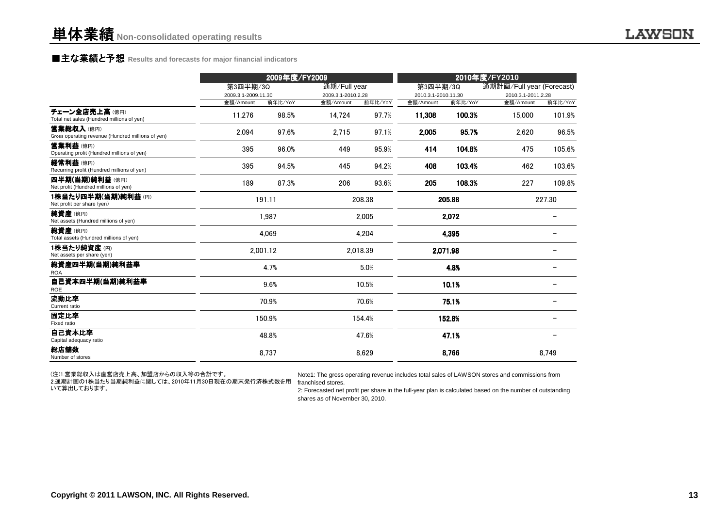# 単体業績 Non-consolidated operating results

## ■主な業績と予想 Results and forecasts for major financial indicators

| | 2009年度/FY2009 | | | | 2010年度/FY2010 | | | |
|---|---|---|---|---|---|---|---|---|
| | 第3四半期/3Q 2009.3.1-2009.11.30 | | 通期/Full year 2009.3.1-2010.2.28 | | 第3四半期/3Q 2010.3.1-2010.11.30 | | 通期計画/Full year (Forecast) 2010.3.1-2011.2.28 | |
| | 金額/Amount | 前年比/YoY | 金額/Amount | 前年比/YoY | 金額/Amount | 前年比/YoY | 金額/Amount | 前年比/YoY |
| **チェーン全店売上高**（億円） Total net sales (Hundred millions of yen) | 11,276 | 98.5% | 14,724 | 97.7% | **11,308** | **100.3%** | 15,000 | 101.9% |
| **営業総収入**（億円） Gross operating revenue (Hundred millions of yen) | 2,094 | 97.6% | 2,715 | 97.1% | **2,005** | **95.7%** | 2,620 | 96.5% |
| **営業利益**（億円） Operating profit (Hundred millions of yen) | 395 | 96.0% | 449 | 95.9% | **414** | **104.8%** | 475 | 105.6% |
| **経常利益**（億円） Recurring profit (Hundred millions of yen) | 395 | 94.5% | 445 | 94.2% | **408** | **103.4%** | 462 | 103.6% |
| **四半期(当期)純利益**（億円） Net profit (Hundred millions of yen) | 189 | 87.3% | 206 | 93.6% | **205** | **108.3%** | 227 | 109.8% |
| **1株当たり四半期(当期)純利益**（円） Net profit per share (yen) | 191.11 | | 208.38 | | **205.88** | | 227.30 | |
| **純資産**（億円） Net assets (Hundred millions of yen) | 1,987 | | 2,005 | | **2,072** | | – | |
| **総資産**（億円） Total assets (Hundred millions of yen) | 4,069 | | 4,204 | | **4,395** | | – | |
| **1株当たり純資産**（円） Net assets per share (yen) | 2,001.12 | | 2,018.39 | | **2,071.98** | | – | |
| **総資産四半期(当期)純利益率** ROA | 4.7% | | 5.0% | | **4.8%** | | – | |
| **自己資本四半期(当期)純利益率** ROE | 9.6% | | 10.5% | | **10.1%** | | – | |
| **流動比率** Current ratio | 70.9% | | 70.6% | | **75.1%** | | – | |
| **固定比率** Fixed ratio | 150.9% | | 154.4% | | **152.8%** | | – | |
| **自己資本比率** Capital adequacy ratio | 48.8% | | 47.6% | | **47.1%** | | – | |
| **総店舗数** Number of stores | 8,737 | | 8,629 | | **8,766** | | 8,749 | |

(注)1.営業総収入は直営店売上高、加盟店からの収入等の合計です。
2.通期計画の1株当たり当期純利益に関しては、2010年11月30日現在の期末発行済株式数を用いて算出しております。

Note1: The gross operating revenue includes total sales of LAWSON stores and commissions from franchised stores.
2: Forecasted net profit per share in the full-year plan is calculated based on the number of outstanding shares as of November 30, 2010.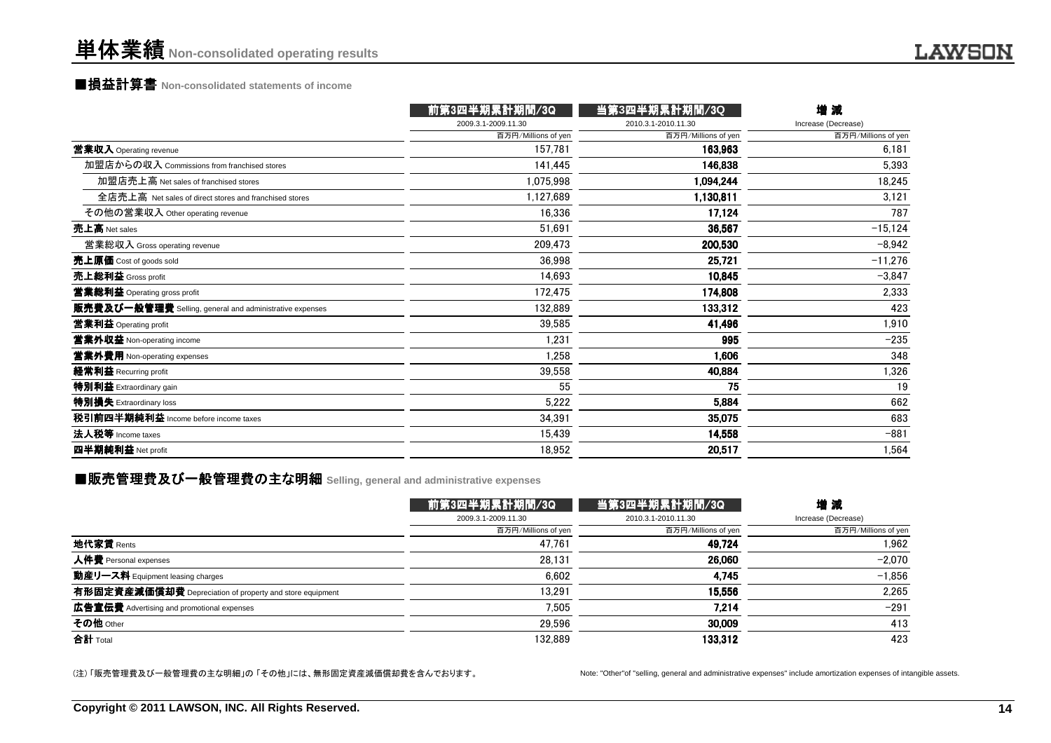# 単体業績 Non-consolidated operating results

## ■損益計算書 Non-consolidated statements of income

| | 前第3四半期累計期間/3Q | 当第3四半期累計期間/3Q | 増 減 |
|---|---|---|---|
| | 2009.3.1-2009.11.30 | 2010.3.1-2010.11.30 | Increase (Decrease) |
| | 百万円/Millions of yen | 百万円/Millions of yen | 百万円/Millions of yen |
| **営業収入** Operating revenue | 157,781 | **163,963** | 6,181 |
| 加盟店からの収入 Commissions from franchised stores | 141,445 | **146,838** | 5,393 |
| 加盟店売上高 Net sales of franchised stores | 1,075,998 | **1,094,244** | 18,245 |
| 全店売上高 Net sales of direct stores and franchised stores | 1,127,689 | **1,130,811** | 3,121 |
| その他の営業収入 Other operating revenue | 16,336 | **17,124** | 787 |
| **売上高** Net sales | 51,691 | **36,567** | −15,124 |
| 営業総収入 Gross operating revenue | 209,473 | **200,530** | −8,942 |
| **売上原価** Cost of goods sold | 36,998 | **25,721** | −11,276 |
| **売上総利益** Gross profit | 14,693 | **10,845** | −3,847 |
| **営業総利益** Operating gross profit | 172,475 | **174,808** | 2,333 |
| **販売費及び一般管理費** Selling, general and administrative expenses | 132,889 | **133,312** | 423 |
| **営業利益** Operating profit | 39,585 | **41,496** | 1,910 |
| **営業外収益** Non-operating income | 1,231 | **995** | −235 |
| **営業外費用** Non-operating expenses | 1,258 | **1,606** | 348 |
| **経常利益** Recurring profit | 39,558 | **40,884** | 1,326 |
| **特別利益** Extraordinary gain | 55 | **75** | 19 |
| **特別損失** Extraordinary loss | 5,222 | **5,884** | 662 |
| **税引前四半期純利益** Income before income taxes | 34,391 | **35,075** | 683 |
| **法人税等** Income taxes | 15,439 | **14,558** | −881 |
| **四半期純利益** Net profit | 18,952 | **20,517** | 1,564 |

## ■販売管理費及び一般管理費の主な明細 Selling, general and administrative expenses

| | 前第3四半期累計期間/3Q | 当第3四半期累計期間/3Q | 増 減 |
|---|---|---|---|
| | 2009.3.1-2009.11.30 | 2010.3.1-2010.11.30 | Increase (Decrease) |
| | 百万円/Millions of yen | 百万円/Millions of yen | 百万円/Millions of yen |
| **地代家賃** Rents | 47,761 | **49,724** | 1,962 |
| **人件費** Personal expenses | 28,131 | **26,060** | −2,070 |
| **動産リース料** Equipment leasing charges | 6,602 | **4,745** | −1,856 |
| **有形固定資産減価償却費** Depreciation of property and store equipment | 13,291 | **15,556** | 2,265 |
| **広告宣伝費** Advertising and promotional expenses | 7,505 | **7,214** | −291 |
| **その他** Other | 29,596 | **30,009** | 413 |
| **合計** Total | 132,889 | **133,312** | 423 |

(注)「販売管理費及び一般管理費の主な明細」の「その他」には、無形固定資産減価償却費を含んでおります。

Note: "Other"of "selling, general and administrative expenses" include amortization expenses of intangible assets.

Copyright © 2011 LAWSON, INC. All Rights Reserved.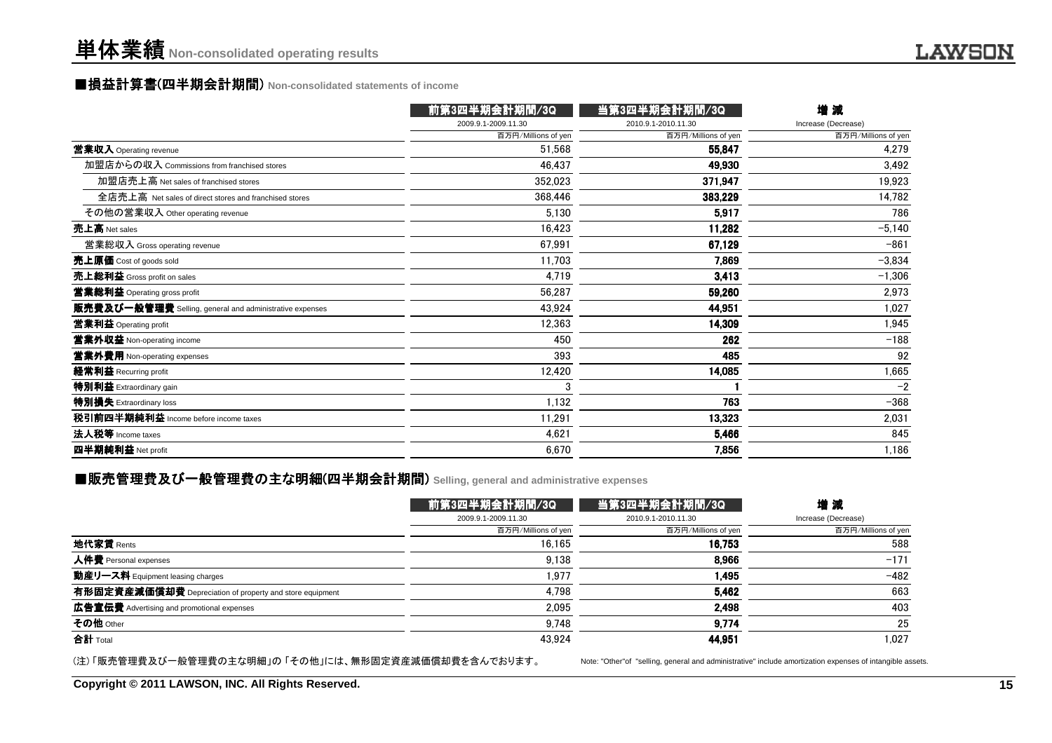# 単体業績 Non-consolidated operating results

## ■損益計算書(四半期会計期間) Non-consolidated statements of income

| | 前第3四半期会計期間/3Q<br>2009.9.1-2009.11.30<br>百万円/Millions of yen | 当第3四半期会計期間/3Q<br>2010.9.1-2010.11.30<br>百万円/Millions of yen | 増減<br>Increase (Decrease)<br>百万円/Millions of yen |
|---|---|---|---|
| **営業収入** Operating revenue | 51,568 | **55,847** | 4,279 |
| 加盟店からの収入 Commissions from franchised stores | 46,437 | **49,930** | 3,492 |
| 加盟店売上高 Net sales of franchised stores | 352,023 | **371,947** | 19,923 |
| 全店売上高 Net sales of direct stores and franchised stores | 368,446 | **383,229** | 14,782 |
| その他の営業収入 Other operating revenue | 5,130 | **5,917** | 786 |
| **売上高** Net sales | 16,423 | **11,282** | −5,140 |
| 営業総収入 Gross operating revenue | 67,991 | **67,129** | −861 |
| **売上原価** Cost of goods sold | 11,703 | **7,869** | −3,834 |
| **売上総利益** Gross profit on sales | 4,719 | **3,413** | −1,306 |
| **営業総利益** Operating gross profit | 56,287 | **59,260** | 2,973 |
| **販売費及び一般管理費** Selling, general and administrative expenses | 43,924 | **44,951** | 1,027 |
| **営業利益** Operating profit | 12,363 | **14,309** | 1,945 |
| **営業外収益** Non-operating income | 450 | **262** | −188 |
| **営業外費用** Non-operating expenses | 393 | **485** | 92 |
| **経常利益** Recurring profit | 12,420 | **14,085** | 1,665 |
| **特別利益** Extraordinary gain | 3 | **1** | −2 |
| **特別損失** Extraordinary loss | 1,132 | **763** | −368 |
| **税引前四半期純利益** Income before income taxes | 11,291 | **13,323** | 2,031 |
| **法人税等** Income taxes | 4,621 | **5,466** | 845 |
| **四半期純利益** Net profit | 6,670 | **7,856** | 1,186 |

## ■販売管理費及び一般管理費の主な明細(四半期会計期間) Selling, general and administrative expenses

| | 前第3四半期会計期間/3Q<br>2009.9.1-2009.11.30<br>百万円/Millions of yen | 当第3四半期会計期間/3Q<br>2010.9.1-2010.11.30<br>百万円/Millions of yen | 増減<br>Increase (Decrease)<br>百万円/Millions of yen |
|---|---|---|---|
| **地代家賃** Rents | 16,165 | **16,753** | 588 |
| **人件費** Personal expenses | 9,138 | **8,966** | −171 |
| **動産リース料** Equipment leasing charges | 1,977 | **1,495** | −482 |
| **有形固定資産減価償却費** Depreciation of property and store equipment | 4,798 | **5,462** | 663 |
| **広告宣伝費** Advertising and promotional expenses | 2,095 | **2,498** | 403 |
| **その他** Other | 9,748 | **9,774** | 25 |
| **合計** Total | 43,924 | **44,951** | 1,027 |

(注)「販売管理費及び一般管理費の主な明細」の「その他」には、無形固定資産減価償却費を含んでおります。

Note: "Other"of "selling, general and administrative" include amortization expenses of intangible assets.

Copyright © 2011 LAWSON, INC. All Rights Reserved.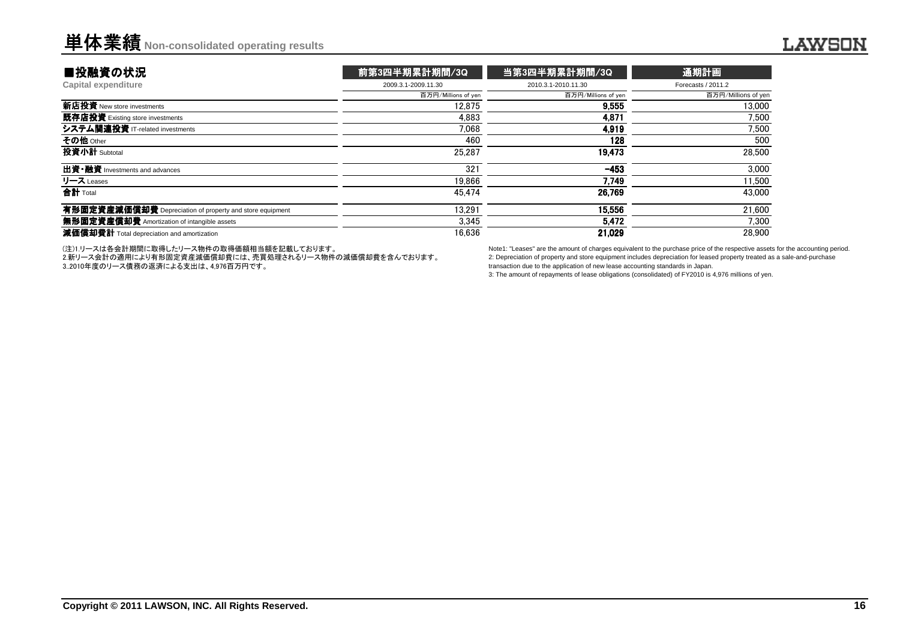# 単体業績 Non-consolidated operating results

## ■投融資の状況

**Capital expenditure**

| | 前第3四半期累計期間/3Q | 当第3四半期累計期間/3Q | 通期計画 |
|---|---|---|---|
| | 2009.3.1-2009.11.30 | 2010.3.1-2010.11.30 | Forecasts / 2011.2 |
| | 百万円/Millions of yen | 百万円/Millions of yen | 百万円/Millions of yen |
| **新店投資** New store investments | 12,875 | **9,555** | 13,000 |
| **既存店投資** Existing store investments | 4,883 | **4,871** | 7,500 |
| **システム関連投資** IT-related investments | 7,068 | **4,919** | 7,500 |
| **その他** Other | 460 | **128** | 500 |
| **投資小計** Subtotal | 25,287 | **19,473** | 28,500 |
| **出資・融資** Investments and advances | 321 | **-453** | 3,000 |
| **リース** Leases | 19,866 | **7,749** | 11,500 |
| **合計** Total | 45,474 | **26,769** | 43,000 |
| **有形固定資産減価償却費** Depreciation of property and store equipment | 13,291 | **15,556** | 21,600 |
| **無形固定資産償却費** Amortization of intangible assets | 3,345 | **5,472** | 7,300 |
| **減価償却費計** Total depreciation and amortization | 16,636 | **21,029** | 28,900 |

(注)1.リースは各会計期間に取得したリース物件の取得価額相当額を記載しております。
2.新リース会計の適用により有形固定資産減価償却費には、売買処理されるリース物件の減価償却費を含んでおります。
3..2010年度のリース債務の返済による支出は、4,976百万円です。

Note1: "Leases" are the amount of charges equivalent to the purchase price of the respective assets for the accounting period.
2: Depreciation of property and store equipment includes depreciation for leased property treated as a sale-and-purchase transaction due to the application of new lease accounting standards in Japan.
3: The amount of repayments of lease obligations (consolidated) of FY2010 is 4,976 millions of yen.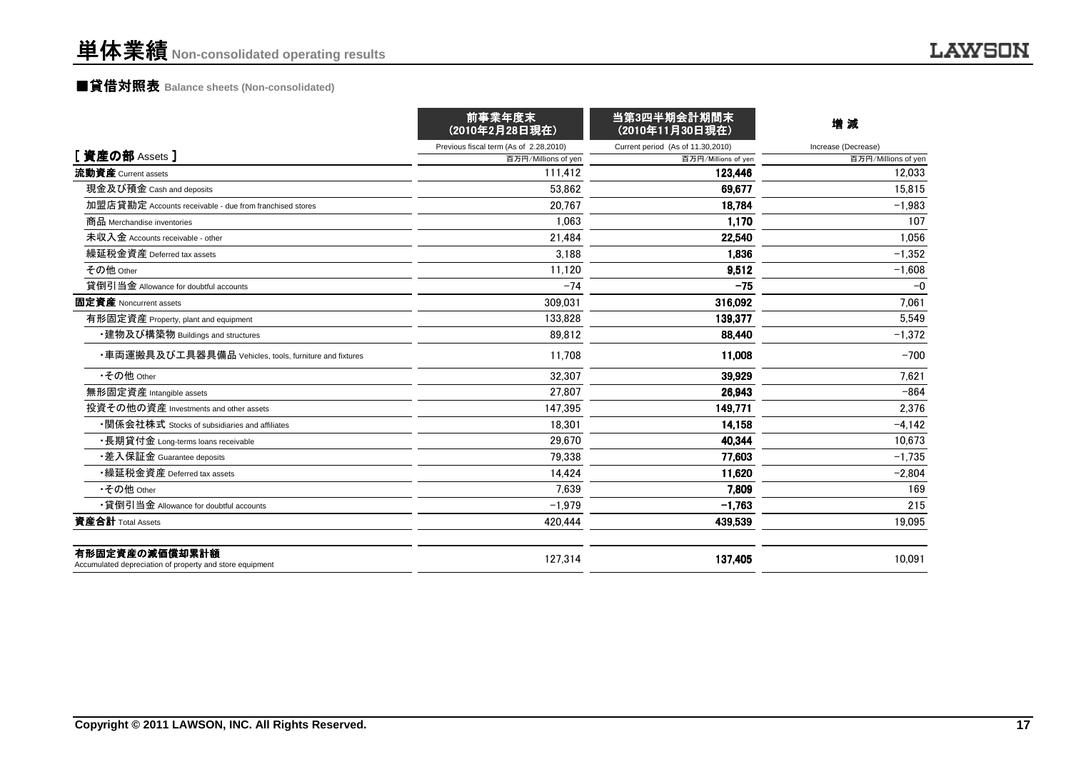# 単体業績 Non-consolidated operating results

## ■貸借対照表 Balance sheets (Non-consolidated)

| [ 資産の部 Assets ] | 前事業年度末（2010年2月28日現在）<br>Previous fiscal term (As of 2.28,2010)<br>百万円/Millions of yen | 当第3四半期会計期間末（2010年11月30日現在）<br>Current period (As of 11.30,2010)<br>百万円/Millions of yen | 増 減<br>Increase (Decrease)<br>百万円/Millions of yen |
|---|---|---|---|
| **流動資産** Current assets | 111,412 | **123,446** | 12,033 |
| 現金及び預金 Cash and deposits | 53,862 | **69,677** | 15,815 |
| 加盟店貸勘定 Accounts receivable - due from franchised stores | 20,767 | **18,784** | −1,983 |
| 商品 Merchandise inventories | 1,063 | **1,170** | 107 |
| 未収入金 Accounts receivable - other | 21,484 | **22,540** | 1,056 |
| 繰延税金資産 Deferred tax assets | 3,188 | **1,836** | −1,352 |
| その他 Other | 11,120 | **9,512** | −1,608 |
| 貸倒引当金 Allowance for doubtful accounts | −74 | **−75** | −0 |
| **固定資産** Noncurrent assets | 309,031 | **316,092** | 7,061 |
| 有形固定資産 Property, plant and equipment | 133,828 | **139,377** | 5,549 |
| ・建物及び構築物 Buildings and structures | 89,812 | **88,440** | −1,372 |
| ・車両運搬具及び工具器具備品 Vehicles, tools, furniture and fixtures | 11,708 | **11,008** | −700 |
| ・その他 Other | 32,307 | **39,929** | 7,621 |
| 無形固定資産 Intangible assets | 27,807 | **26,943** | −864 |
| 投資その他の資産 Investments and other assets | 147,395 | **149,771** | 2,376 |
| ・関係会社株式 Stocks of subsidiaries and affiliates | 18,301 | **14,158** | −4,142 |
| ・長期貸付金 Long-terms loans receivable | 29,670 | **40,344** | 10,673 |
| ・差入保証金 Guarantee deposits | 79,338 | **77,603** | −1,735 |
| ・繰延税金資産 Deferred tax assets | 14,424 | **11,620** | −2,804 |
| ・その他 Other | 7,639 | **7,809** | 169 |
| ・貸倒引当金 Allowance for doubtful accounts | −1,979 | **−1,763** | 215 |
| **資産合計** Total Assets | 420,444 | **439,539** | 19,095 |
| | | | |
| **有形固定資産の減価償却累計額** Accumulated depreciation of property and store equipment | 127,314 | **137,405** | 10,091 |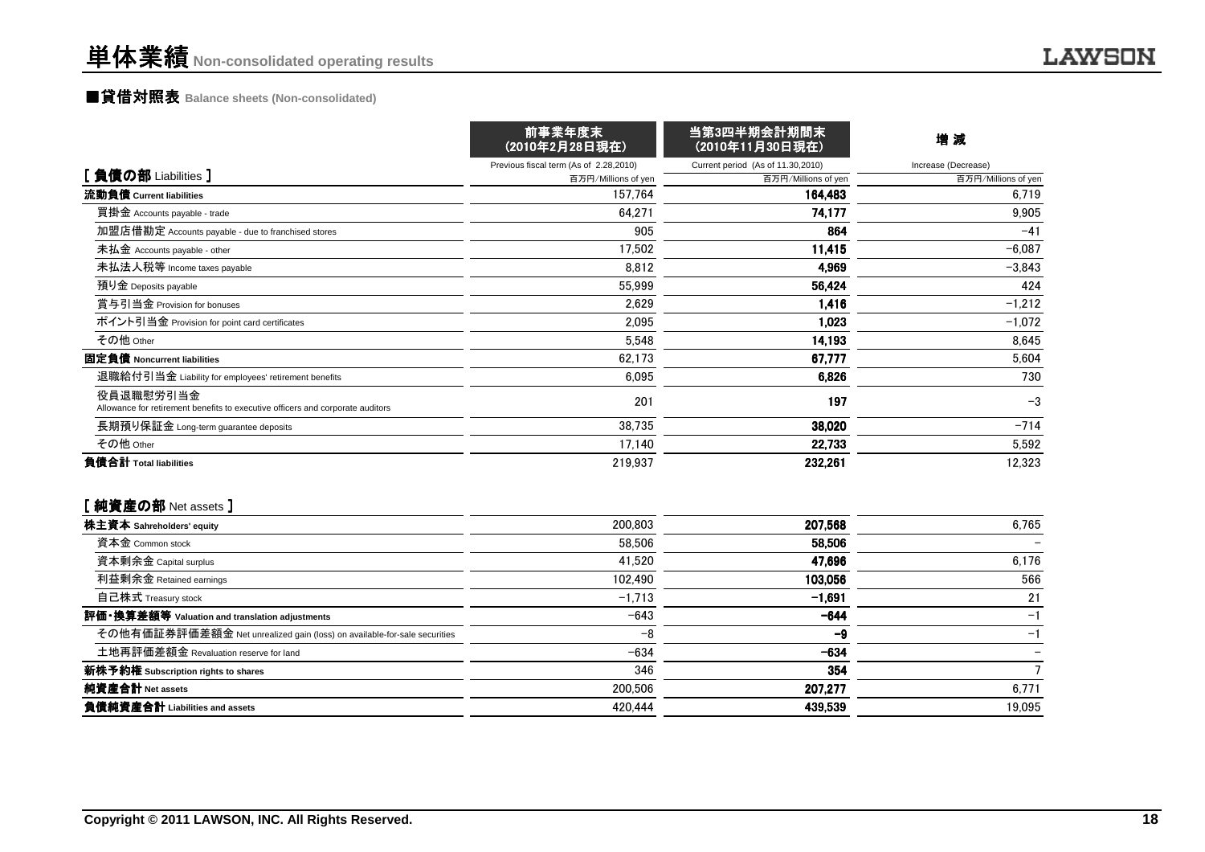# 単体業績 Non-consolidated operating results

## ■貸借対照表 Balance sheets (Non-consolidated)

| [ 負債の部 Liabilities ] | 前事業年度末（2010年2月28日現在）<br>Previous fiscal term (As of 2.28,2010)<br>百万円/Millions of yen | 当第3四半期会計期間末（2010年11月30日現在）<br>Current period (As of 11.30,2010)<br>百万円/Millions of yen | 増 減<br>Increase (Decrease)<br>百万円/Millions of yen |
|---|---|---|---|
| **流動負債 Current liabilities** | 157,764 | **164,483** | 6,719 |
| 買掛金 Accounts payable - trade | 64,271 | **74,177** | 9,905 |
| 加盟店借勘定 Accounts payable - due to franchised stores | 905 | **864** | −41 |
| 未払金 Accounts payable - other | 17,502 | **11,415** | −6,087 |
| 未払法人税等 Income taxes payable | 8,812 | **4,969** | −3,843 |
| 預り金 Deposits payable | 55,999 | **56,424** | 424 |
| 賞与引当金 Provision for bonuses | 2,629 | **1,416** | −1,212 |
| ポイント引当金 Provision for point card certificates | 2,095 | **1,023** | −1,072 |
| その他 Other | 5,548 | **14,193** | 8,645 |
| **固定負債 Noncurrent liabilities** | 62,173 | **67,777** | 5,604 |
| 退職給付引当金 Liability for employees' retirement benefits | 6,095 | **6,826** | 730 |
| 役員退職慰労引当金 Allowance for retirement benefits to executive officers and corporate auditors | 201 | **197** | −3 |
| 長期預り保証金 Long-term guarantee deposits | 38,735 | **38,020** | −714 |
| その他 Other | 17,140 | **22,733** | 5,592 |
| **負債合計 Total liabilities** | 219,937 | **232,261** | 12,323 |

| [ 純資産の部 Net assets ] | 前事業年度末 | 当第3四半期会計期間末 | 増 減 |
|---|---|---|---|
| **株主資本 Sahreholders' equity** | 200,803 | **207,568** | 6,765 |
| 資本金 Common stock | 58,506 | **58,506** | − |
| 資本剰余金 Capital surplus | 41,520 | **47,696** | 6,176 |
| 利益剰余金 Retained earnings | 102,490 | **103,056** | 566 |
| 自己株式 Treasury stock | −1,713 | **−1,691** | 21 |
| **評価・換算差額等 Valuation and translation adjustments** | −643 | **−644** | −1 |
| その他有価証券評価差額金 Net unrealized gain (loss) on available-for-sale securities | −8 | **−9** | −1 |
| 土地再評価差額金 Revaluation reserve for land | −634 | **−634** | − |
| **新株予約権 Subscription rights to shares** | 346 | **354** | 7 |
| **純資産合計 Net assets** | 200,506 | **207,277** | 6,771 |
| **負債純資産合計 Liabilities and assets** | 420,444 | **439,539** | 19,095 |

Copyright © 2011 LAWSON, INC. All Rights Reserved.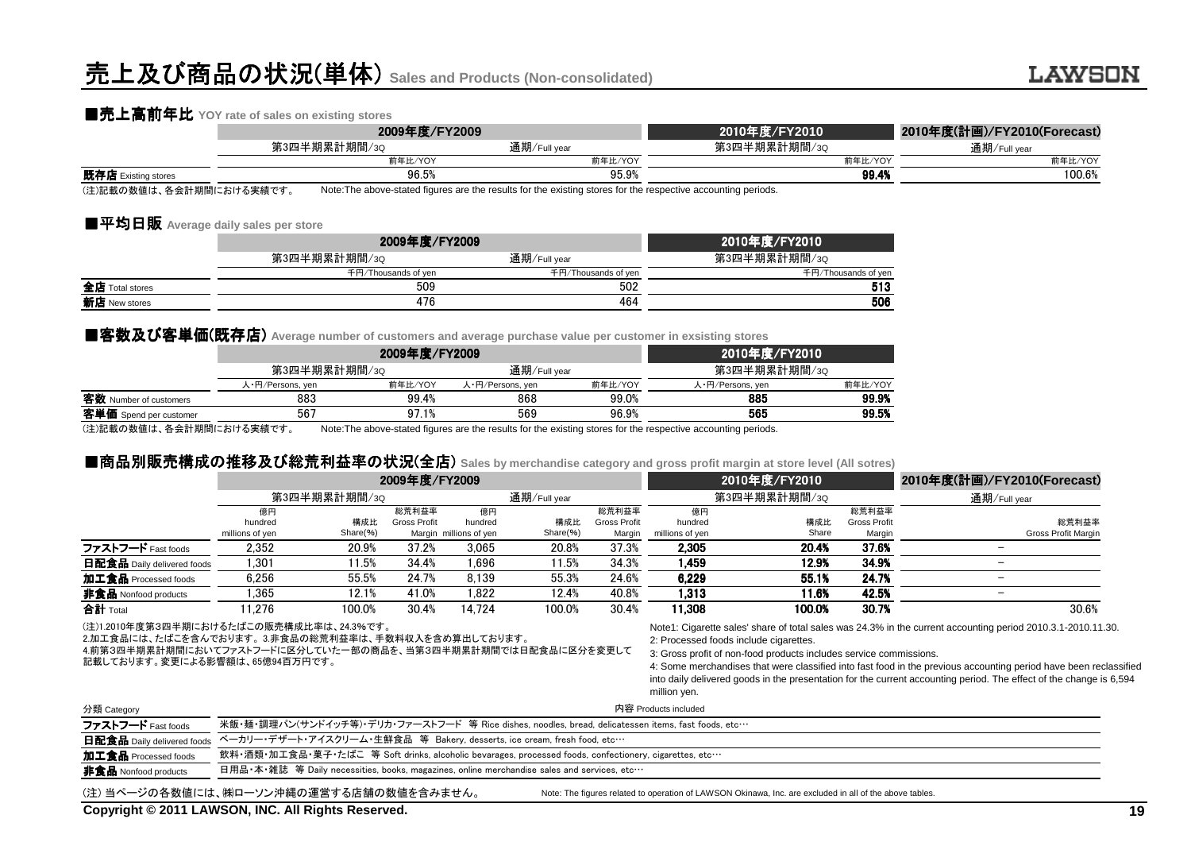# 売上及び商品の状況(単体) Sales and Products (Non-consolidated)

## ■売上高前年比 YOY rate of sales on existing stores

| | 2009年度/FY2009 | | 2010年度/FY2010 | 2010年度(計画)/FY2010(Forecast) |
|---|---|---|---|---|
| | 第3四半期累計期間/3Q | 通期/Full year | 第3四半期累計期間/3Q | 通期/Full year |
| | 前年比/YOY | 前年比/YOY | 前年比/YOY | 前年比/YOY |
| **既存店** Existing stores | 96.5% | 95.9% | **99.4%** | 100.6% |

(注)記載の数値は、各会計期間における実績です。　Note:The above-stated figures are the results for the existing stores for the respective accounting periods.

## ■平均日販 Average daily sales per store

| | 2009年度/FY2009 | | 2010年度/FY2010 |
|---|---|---|---|
| | 第3四半期累計期間/3Q | 通期/Full year | 第3四半期累計期間/3Q |
| | 千円/Thousands of yen | 千円/Thousands of yen | 千円/Thousands of yen |
| **全店** Total stores | 509 | 502 | **513** |
| **新店** New stores | 476 | 464 | **506** |

## ■客数及び客単価(既存店) Average number of customers and average purchase value per customer in exsisting stores

| | 2009年度/FY2009 | | | | 2010年度/FY2010 | |
|---|---|---|---|---|---|---|
| | 第3四半期累計期間/3Q | | 通期/Full year | | 第3四半期累計期間/3Q | |
| | 人・円/Persons, yen | 前年比/YOY | 人・円/Persons, yen | 前年比/YOY | 人・円/Persons, yen | 前年比/YOY |
| **客数** Number of customers | 883 | 99.4% | 868 | 99.0% | **885** | **99.9%** |
| **客単価** Spend per customer | 567 | 97.1% | 569 | 96.9% | **565** | **99.5%** |

(注)記載の数値は、各会計期間における実績です。　Note:The above-stated figures are the results for the existing stores for the respective accounting periods.

## ■商品別販売構成の推移及び総荒利益率の状況(全店) Sales by merchandise category and gross profit margin at store level (All sotres)

| | 2009年度/FY2009 | | | | | | 2010年度/FY2010 | | | 2010年度(計画)/FY2010(Forecast) |
|---|---|---|---|---|---|---|---|---|---|---|
| | 第3四半期累計期間/3Q | | | 通期/Full year | | | 第3四半期累計期間/3Q | | | 通期/Full year |
| | 億円 hundred millions of yen | 構成比 Share(%) | 総荒利益率 Gross Profit Margin | 億円 hundred millions of yen | 構成比 Share(%) | 総荒利益率 Gross Profit Margin | 億円 hundred millions of yen | 構成比 Share | 総荒利益率 Gross Profit Margin | 総荒利益率 Gross Profit Margin |
| **ファストフード** Fast foods | 2,352 | 20.9% | 37.2% | 3,065 | 20.8% | 37.3% | **2,305** | **20.4%** | **37.6%** | − |
| **日配食品** Daily delivered foods | 1,301 | 11.5% | 34.4% | 1,696 | 11.5% | 34.3% | **1,459** | **12.9%** | **34.9%** | − |
| **加工食品** Processed foods | 6,256 | 55.5% | 24.7% | 8,139 | 55.3% | 24.6% | **6,229** | **55.1%** | **24.7%** | − |
| **非食品** Nonfood products | 1,365 | 12.1% | 41.0% | 1,822 | 12.4% | 40.8% | **1,313** | **11.6%** | **42.5%** | − |
| **合計** Total | 11,276 | 100.0% | 30.4% | 14,724 | 100.0% | 30.4% | **11,308** | **100.0%** | **30.7%** | 30.6% |

(注)1.2010年度第3四半期におけるたばこの販売構成比率は、24.3%です。
2.加工食品には、たばこを含んでおります。3.非食品の総荒利益率は、手数料収入を含め算出しております。
4.前第3四半期累計期間においてファストフードに区分していた一部の商品を、当第3四半期累計期間では日配食品に区分を変更して記載しております。変更による影響額は、65億94百万円です。

Note1: Cigarette sales' share of total sales was 24.3% in the current accounting period 2010.3.1-2010.11.30.
2: Processed foods include cigarettes.
3: Gross profit of non-food products includes service commissions.
4: Some merchandises that were classified into fast food in the previous accounting period have been reclassified into daily delivered goods in the presentation for the current accounting period. The effect of the change is 6,594 million yen.

| 分類 Category | 内容 Products included |
|---|---|
| **ファストフード** Fast foods | 米飯・麺・調理パン(サンドイッチ等)・デリカ・ファーストフード　等 Rice dishes, noodles, bread, delicatessen items, fast foods, etc… |
| **日配食品** Daily delivered foods | ベーカリー・デザート・アイスクリーム・生鮮食品　等　Bakery, desserts, ice cream, fresh food, etc… |
| **加工食品** Processed foods | 飲料・酒類・加工食品・菓子・たばこ　等 Soft drinks, alcoholic bevarages, processed foods, confectionery, cigarettes, etc… |
| **非食品** Nonfood products | 日用品・本・雑誌　等 Daily necessities, books, magazines, online merchandise sales and services, etc… |

(注) 当ページの各数値には、㈱ローソン沖縄の運営する店舗の数値を含みません。　Note: The figures related to operation of LAWSON Okinawa, Inc. are excluded in all of the above tables.

Copyright © 2011 LAWSON, INC. All Rights Reserved.